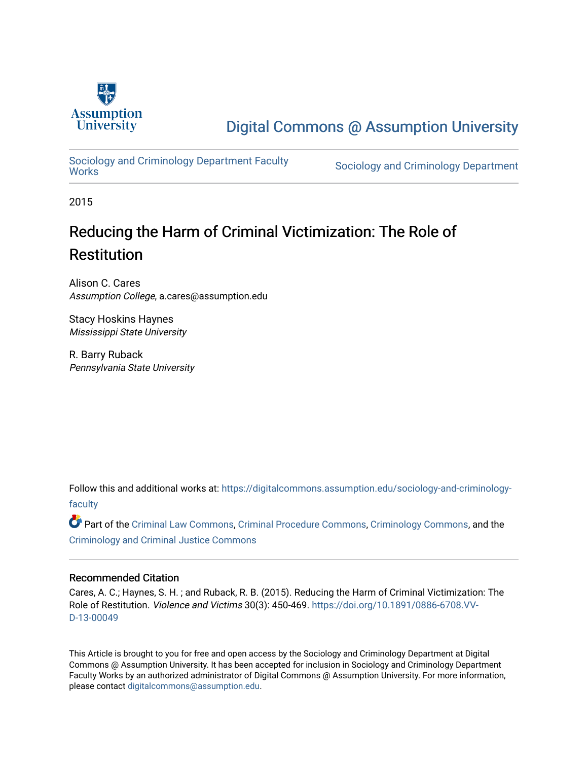Assumption University

Digital Commons @ Assumption University

Sociology and Criminology Department Faculty Works

Sociology and Criminology Department

2015

# Reducing the Harm of Criminal Victimization: The Role of Restitution

Alison C. Cares
*Assumption College*, a.cares@assumption.edu

Stacy Hoskins Haynes
*Mississippi State University*

R. Barry Ruback
*Pennsylvania State University*

Follow this and additional works at: https://digitalcommons.assumption.edu/sociology-and-criminology-faculty

Part of the Criminal Law Commons, Criminal Procedure Commons, Criminology Commons, and the Criminology and Criminal Justice Commons

### Recommended Citation

Cares, A. C.; Haynes, S. H. ; and Ruback, R. B. (2015). Reducing the Harm of Criminal Victimization: The Role of Restitution. *Violence and Victims* 30(3): 450-469. https://doi.org/10.1891/0886-6708.VV-D-13-00049

This Article is brought to you for free and open access by the Sociology and Criminology Department at Digital Commons @ Assumption University. It has been accepted for inclusion in Sociology and Criminology Department Faculty Works by an authorized administrator of Digital Commons @ Assumption University. For more information, please contact digitalcommons@assumption.edu.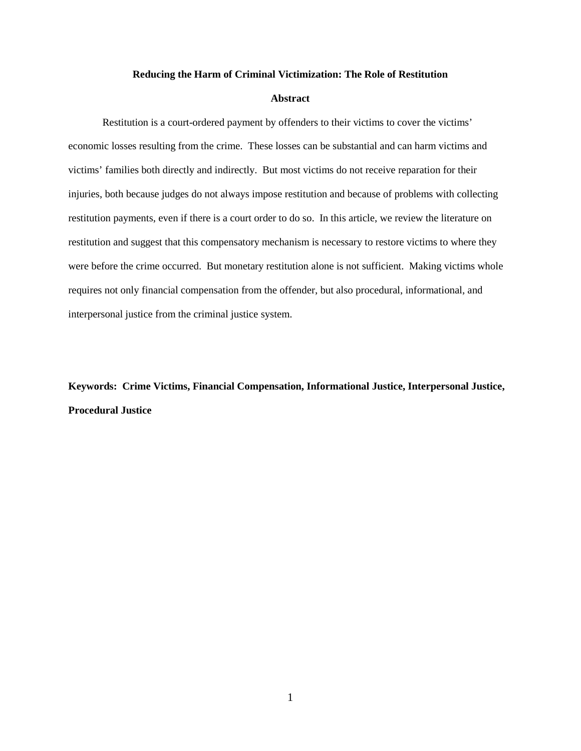**Reducing the Harm of Criminal Victimization: The Role of Restitution**

**Abstract**

Restitution is a court-ordered payment by offenders to their victims to cover the victims' economic losses resulting from the crime. These losses can be substantial and can harm victims and victims' families both directly and indirectly. But most victims do not receive reparation for their injuries, both because judges do not always impose restitution and because of problems with collecting restitution payments, even if there is a court order to do so. In this article, we review the literature on restitution and suggest that this compensatory mechanism is necessary to restore victims to where they were before the crime occurred. But monetary restitution alone is not sufficient. Making victims whole requires not only financial compensation from the offender, but also procedural, informational, and interpersonal justice from the criminal justice system.

**Keywords: Crime Victims, Financial Compensation, Informational Justice, Interpersonal Justice, Procedural Justice**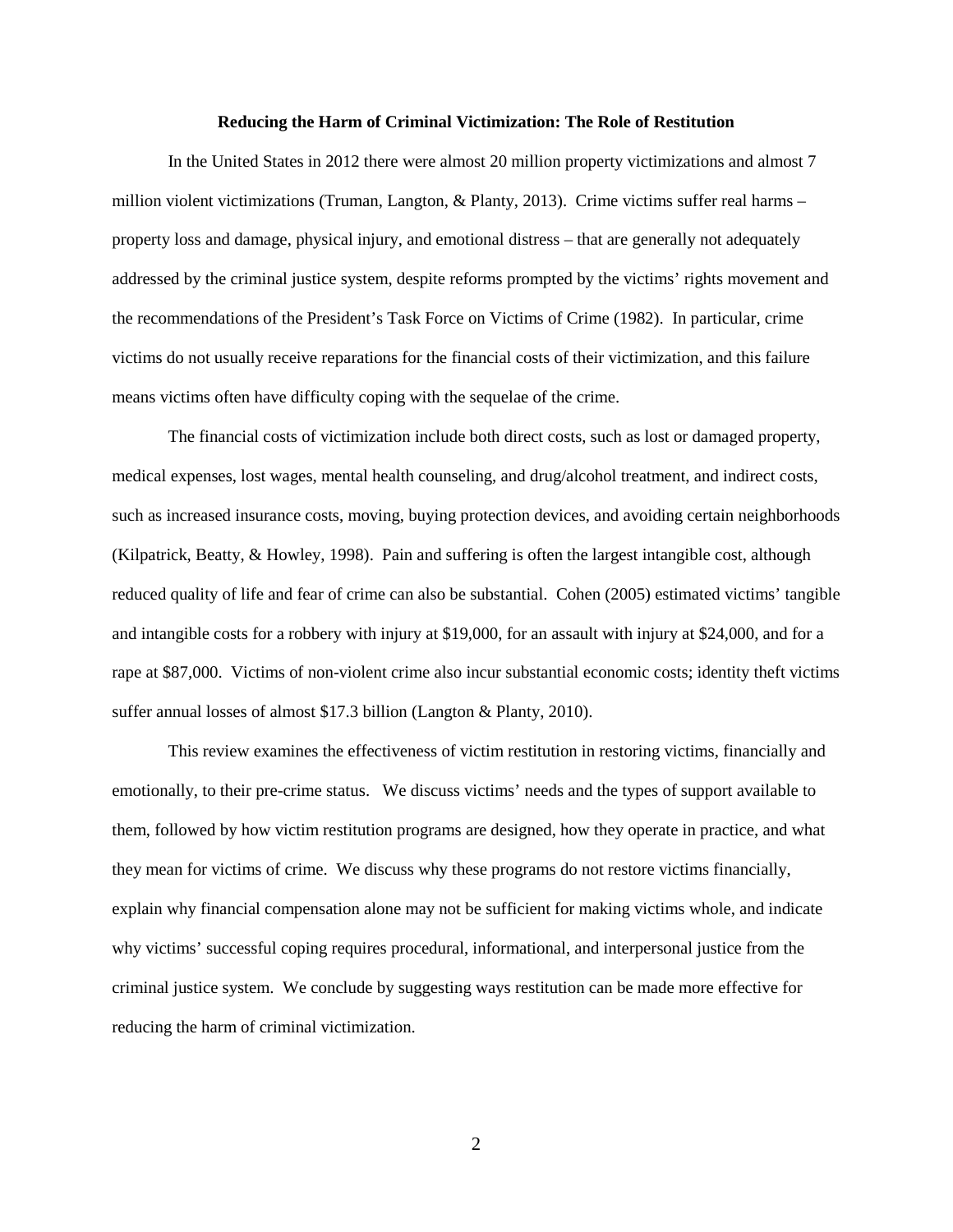**Reducing the Harm of Criminal Victimization: The Role of Restitution**

In the United States in 2012 there were almost 20 million property victimizations and almost 7 million violent victimizations (Truman, Langton, & Planty, 2013). Crime victims suffer real harms – property loss and damage, physical injury, and emotional distress – that are generally not adequately addressed by the criminal justice system, despite reforms prompted by the victims' rights movement and the recommendations of the President's Task Force on Victims of Crime (1982). In particular, crime victims do not usually receive reparations for the financial costs of their victimization, and this failure means victims often have difficulty coping with the sequelae of the crime.

The financial costs of victimization include both direct costs, such as lost or damaged property, medical expenses, lost wages, mental health counseling, and drug/alcohol treatment, and indirect costs, such as increased insurance costs, moving, buying protection devices, and avoiding certain neighborhoods (Kilpatrick, Beatty, & Howley, 1998). Pain and suffering is often the largest intangible cost, although reduced quality of life and fear of crime can also be substantial. Cohen (2005) estimated victims' tangible and intangible costs for a robbery with injury at $19,000, for an assault with injury at $24,000, and for a rape at $87,000. Victims of non-violent crime also incur substantial economic costs; identity theft victims suffer annual losses of almost $17.3 billion (Langton & Planty, 2010).

This review examines the effectiveness of victim restitution in restoring victims, financially and emotionally, to their pre-crime status. We discuss victims' needs and the types of support available to them, followed by how victim restitution programs are designed, how they operate in practice, and what they mean for victims of crime. We discuss why these programs do not restore victims financially, explain why financial compensation alone may not be sufficient for making victims whole, and indicate why victims' successful coping requires procedural, informational, and interpersonal justice from the criminal justice system. We conclude by suggesting ways restitution can be made more effective for reducing the harm of criminal victimization.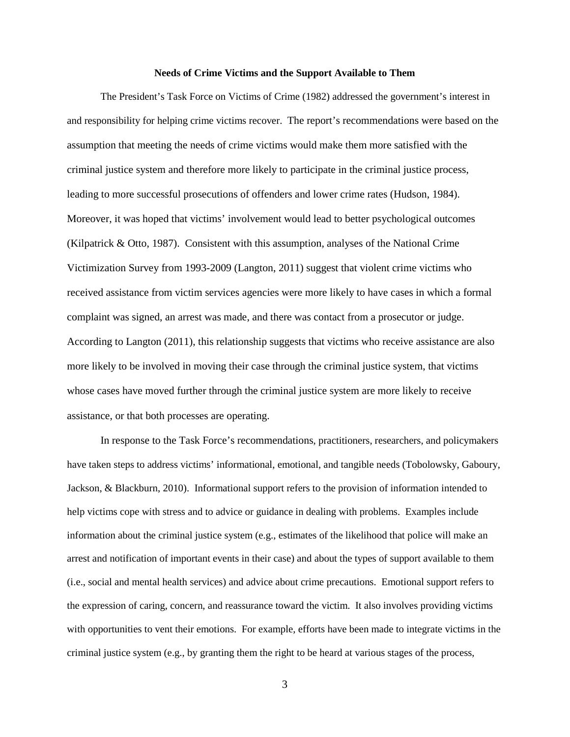**Needs of Crime Victims and the Support Available to Them**

The President's Task Force on Victims of Crime (1982) addressed the government's interest in and responsibility for helping crime victims recover. The report's recommendations were based on the assumption that meeting the needs of crime victims would make them more satisfied with the criminal justice system and therefore more likely to participate in the criminal justice process, leading to more successful prosecutions of offenders and lower crime rates (Hudson, 1984). Moreover, it was hoped that victims' involvement would lead to better psychological outcomes (Kilpatrick & Otto, 1987). Consistent with this assumption, analyses of the National Crime Victimization Survey from 1993-2009 (Langton, 2011) suggest that violent crime victims who received assistance from victim services agencies were more likely to have cases in which a formal complaint was signed, an arrest was made, and there was contact from a prosecutor or judge. According to Langton (2011), this relationship suggests that victims who receive assistance are also more likely to be involved in moving their case through the criminal justice system, that victims whose cases have moved further through the criminal justice system are more likely to receive assistance, or that both processes are operating.

In response to the Task Force's recommendations, practitioners, researchers, and policymakers have taken steps to address victims' informational, emotional, and tangible needs (Tobolowsky, Gaboury, Jackson, & Blackburn, 2010). Informational support refers to the provision of information intended to help victims cope with stress and to advice or guidance in dealing with problems. Examples include information about the criminal justice system (e.g., estimates of the likelihood that police will make an arrest and notification of important events in their case) and about the types of support available to them (i.e., social and mental health services) and advice about crime precautions. Emotional support refers to the expression of caring, concern, and reassurance toward the victim. It also involves providing victims with opportunities to vent their emotions. For example, efforts have been made to integrate victims in the criminal justice system (e.g., by granting them the right to be heard at various stages of the process,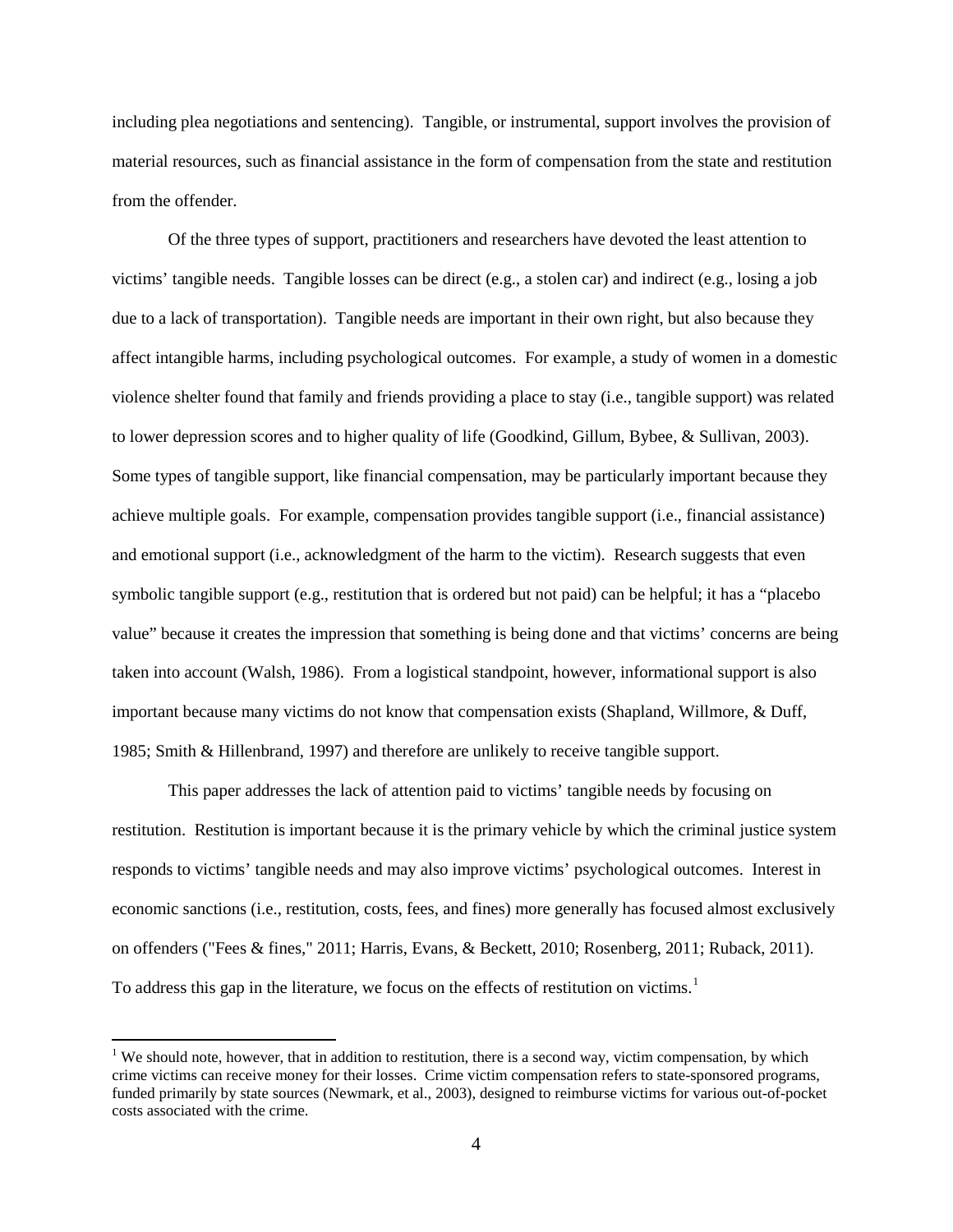including plea negotiations and sentencing). Tangible, or instrumental, support involves the provision of material resources, such as financial assistance in the form of compensation from the state and restitution from the offender.

Of the three types of support, practitioners and researchers have devoted the least attention to victims' tangible needs. Tangible losses can be direct (e.g., a stolen car) and indirect (e.g., losing a job due to a lack of transportation). Tangible needs are important in their own right, but also because they affect intangible harms, including psychological outcomes. For example, a study of women in a domestic violence shelter found that family and friends providing a place to stay (i.e., tangible support) was related to lower depression scores and to higher quality of life (Goodkind, Gillum, Bybee, & Sullivan, 2003). Some types of tangible support, like financial compensation, may be particularly important because they achieve multiple goals. For example, compensation provides tangible support (i.e., financial assistance) and emotional support (i.e., acknowledgment of the harm to the victim). Research suggests that even symbolic tangible support (e.g., restitution that is ordered but not paid) can be helpful; it has a "placebo value" because it creates the impression that something is being done and that victims' concerns are being taken into account (Walsh, 1986). From a logistical standpoint, however, informational support is also important because many victims do not know that compensation exists (Shapland, Willmore, & Duff, 1985; Smith & Hillenbrand, 1997) and therefore are unlikely to receive tangible support.

This paper addresses the lack of attention paid to victims' tangible needs by focusing on restitution. Restitution is important because it is the primary vehicle by which the criminal justice system responds to victims' tangible needs and may also improve victims' psychological outcomes. Interest in economic sanctions (i.e., restitution, costs, fees, and fines) more generally has focused almost exclusively on offenders ("Fees & fines," 2011; Harris, Evans, & Beckett, 2010; Rosenberg, 2011; Ruback, 2011). To address this gap in the literature, we focus on the effects of restitution on victims.[1]

[1] We should note, however, that in addition to restitution, there is a second way, victim compensation, by which crime victims can receive money for their losses. Crime victim compensation refers to state-sponsored programs, funded primarily by state sources (Newmark, et al., 2003), designed to reimburse victims for various out-of-pocket costs associated with the crime.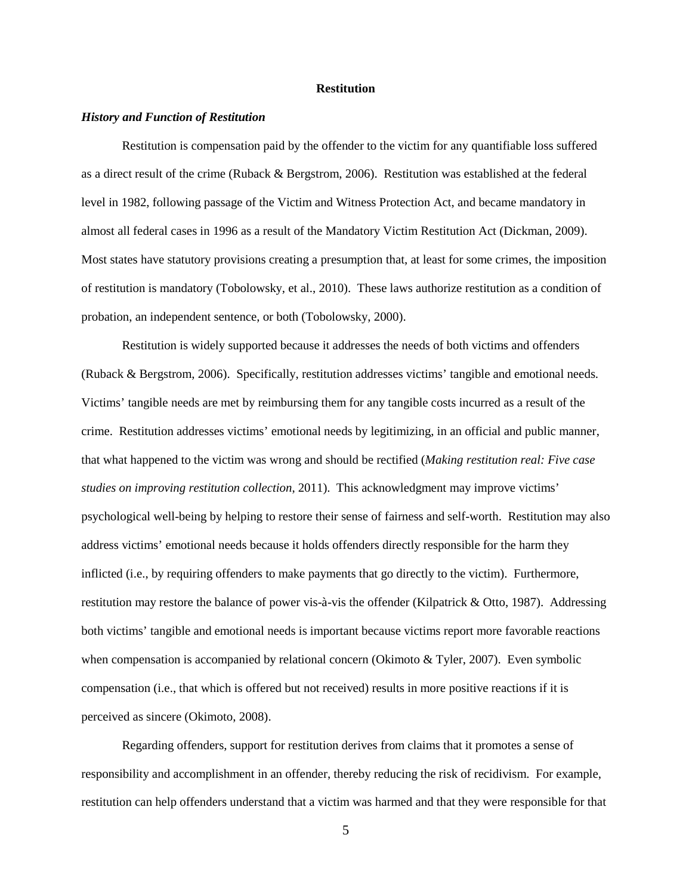## Restitution

### *History and Function of Restitution*

Restitution is compensation paid by the offender to the victim for any quantifiable loss suffered as a direct result of the crime (Ruback & Bergstrom, 2006). Restitution was established at the federal level in 1982, following passage of the Victim and Witness Protection Act, and became mandatory in almost all federal cases in 1996 as a result of the Mandatory Victim Restitution Act (Dickman, 2009). Most states have statutory provisions creating a presumption that, at least for some crimes, the imposition of restitution is mandatory (Tobolowsky, et al., 2010). These laws authorize restitution as a condition of probation, an independent sentence, or both (Tobolowsky, 2000).

Restitution is widely supported because it addresses the needs of both victims and offenders (Ruback & Bergstrom, 2006). Specifically, restitution addresses victims' tangible and emotional needs. Victims' tangible needs are met by reimbursing them for any tangible costs incurred as a result of the crime. Restitution addresses victims' emotional needs by legitimizing, in an official and public manner, that what happened to the victim was wrong and should be rectified (*Making restitution real: Five case studies on improving restitution collection*, 2011). This acknowledgment may improve victims' psychological well-being by helping to restore their sense of fairness and self-worth. Restitution may also address victims' emotional needs because it holds offenders directly responsible for the harm they inflicted (i.e., by requiring offenders to make payments that go directly to the victim). Furthermore, restitution may restore the balance of power vis-à-vis the offender (Kilpatrick & Otto, 1987). Addressing both victims' tangible and emotional needs is important because victims report more favorable reactions when compensation is accompanied by relational concern (Okimoto & Tyler, 2007). Even symbolic compensation (i.e., that which is offered but not received) results in more positive reactions if it is perceived as sincere (Okimoto, 2008).

Regarding offenders, support for restitution derives from claims that it promotes a sense of responsibility and accomplishment in an offender, thereby reducing the risk of recidivism. For example, restitution can help offenders understand that a victim was harmed and that they were responsible for that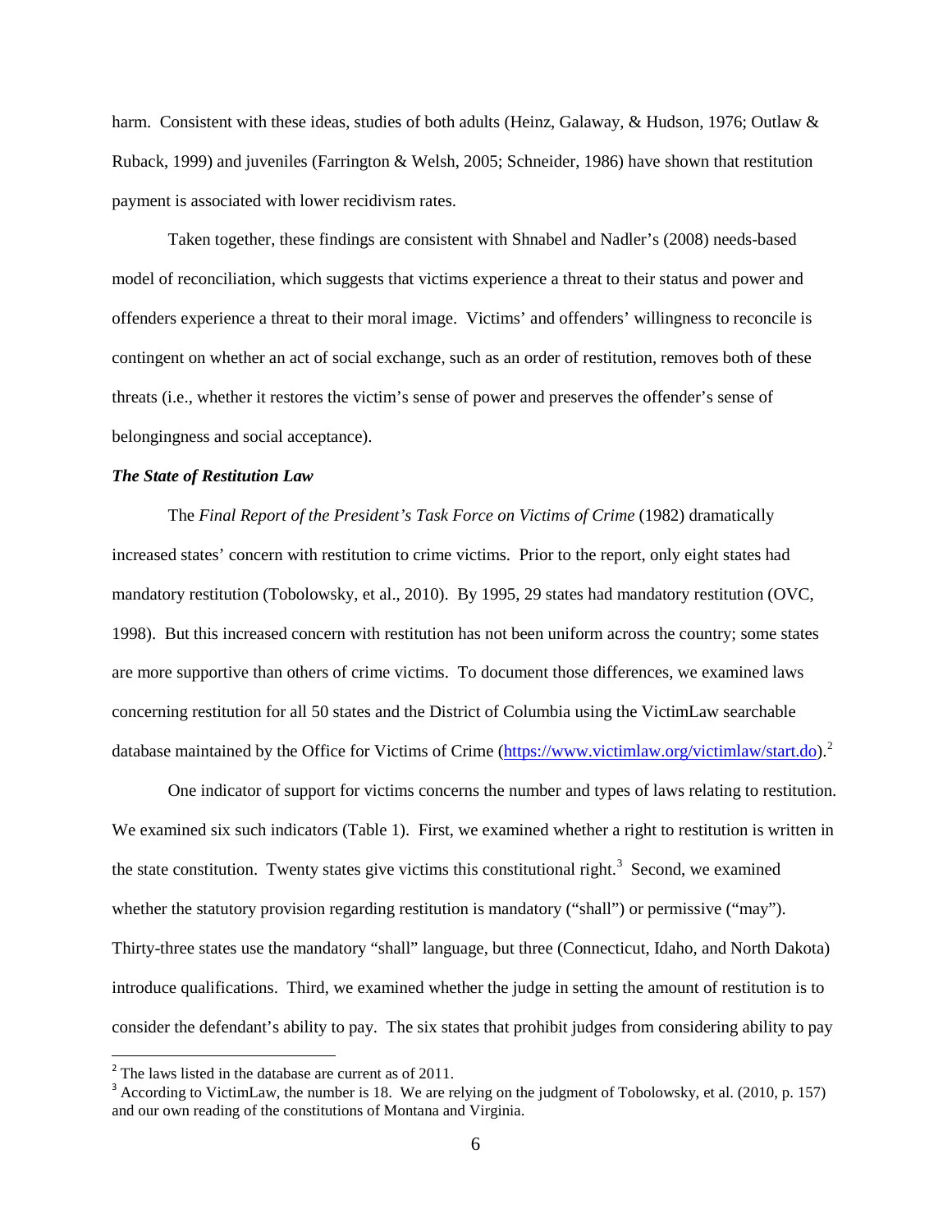harm. Consistent with these ideas, studies of both adults (Heinz, Galaway, & Hudson, 1976; Outlaw & Ruback, 1999) and juveniles (Farrington & Welsh, 2005; Schneider, 1986) have shown that restitution payment is associated with lower recidivism rates.

Taken together, these findings are consistent with Shnabel and Nadler's (2008) needs-based model of reconciliation, which suggests that victims experience a threat to their status and power and offenders experience a threat to their moral image. Victims' and offenders' willingness to reconcile is contingent on whether an act of social exchange, such as an order of restitution, removes both of these threats (i.e., whether it restores the victim's sense of power and preserves the offender's sense of belongingness and social acceptance).

***The State of Restitution Law***

The *Final Report of the President's Task Force on Victims of Crime* (1982) dramatically increased states' concern with restitution to crime victims. Prior to the report, only eight states had mandatory restitution (Tobolowsky, et al., 2010). By 1995, 29 states had mandatory restitution (OVC, 1998). But this increased concern with restitution has not been uniform across the country; some states are more supportive than others of crime victims. To document those differences, we examined laws concerning restitution for all 50 states and the District of Columbia using the VictimLaw searchable database maintained by the Office for Victims of Crime (https://www.victimlaw.org/victimlaw/start.do).[2]

One indicator of support for victims concerns the number and types of laws relating to restitution. We examined six such indicators (Table 1). First, we examined whether a right to restitution is written in the state constitution. Twenty states give victims this constitutional right.[3] Second, we examined whether the statutory provision regarding restitution is mandatory ("shall") or permissive ("may"). Thirty-three states use the mandatory "shall" language, but three (Connecticut, Idaho, and North Dakota) introduce qualifications. Third, we examined whether the judge in setting the amount of restitution is to consider the defendant's ability to pay. The six states that prohibit judges from considering ability to pay

[2] The laws listed in the database are current as of 2011.

[3] According to VictimLaw, the number is 18. We are relying on the judgment of Tobolowsky, et al. (2010, p. 157) and our own reading of the constitutions of Montana and Virginia.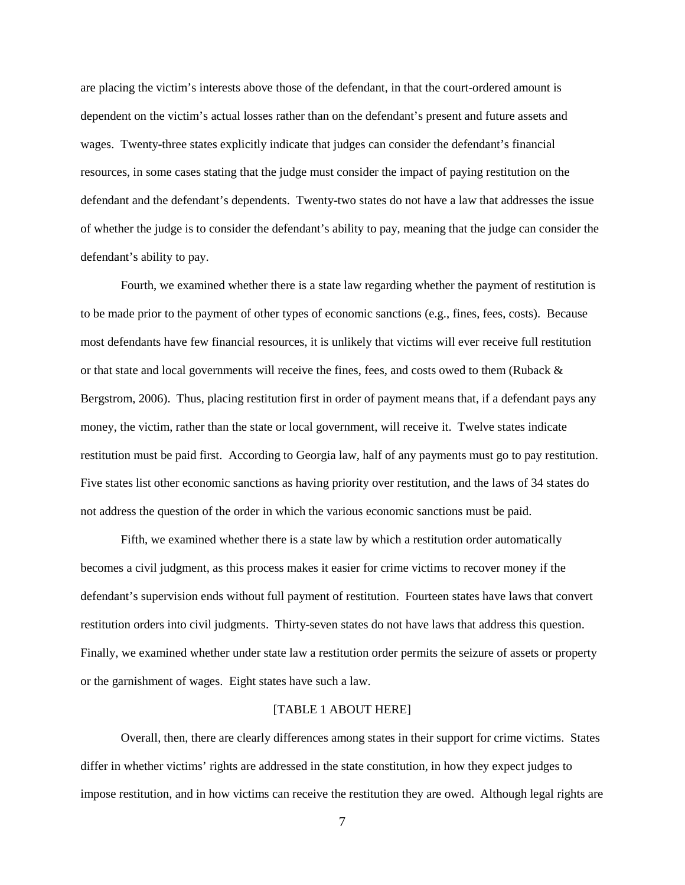are placing the victim's interests above those of the defendant, in that the court-ordered amount is dependent on the victim's actual losses rather than on the defendant's present and future assets and wages. Twenty-three states explicitly indicate that judges can consider the defendant's financial resources, in some cases stating that the judge must consider the impact of paying restitution on the defendant and the defendant's dependents. Twenty-two states do not have a law that addresses the issue of whether the judge is to consider the defendant's ability to pay, meaning that the judge can consider the defendant's ability to pay.

Fourth, we examined whether there is a state law regarding whether the payment of restitution is to be made prior to the payment of other types of economic sanctions (e.g., fines, fees, costs). Because most defendants have few financial resources, it is unlikely that victims will ever receive full restitution or that state and local governments will receive the fines, fees, and costs owed to them (Ruback & Bergstrom, 2006). Thus, placing restitution first in order of payment means that, if a defendant pays any money, the victim, rather than the state or local government, will receive it. Twelve states indicate restitution must be paid first. According to Georgia law, half of any payments must go to pay restitution. Five states list other economic sanctions as having priority over restitution, and the laws of 34 states do not address the question of the order in which the various economic sanctions must be paid.

Fifth, we examined whether there is a state law by which a restitution order automatically becomes a civil judgment, as this process makes it easier for crime victims to recover money if the defendant's supervision ends without full payment of restitution. Fourteen states have laws that convert restitution orders into civil judgments. Thirty-seven states do not have laws that address this question. Finally, we examined whether under state law a restitution order permits the seizure of assets or property or the garnishment of wages. Eight states have such a law.

[TABLE 1 ABOUT HERE]

Overall, then, there are clearly differences among states in their support for crime victims. States differ in whether victims' rights are addressed in the state constitution, in how they expect judges to impose restitution, and in how victims can receive the restitution they are owed. Although legal rights are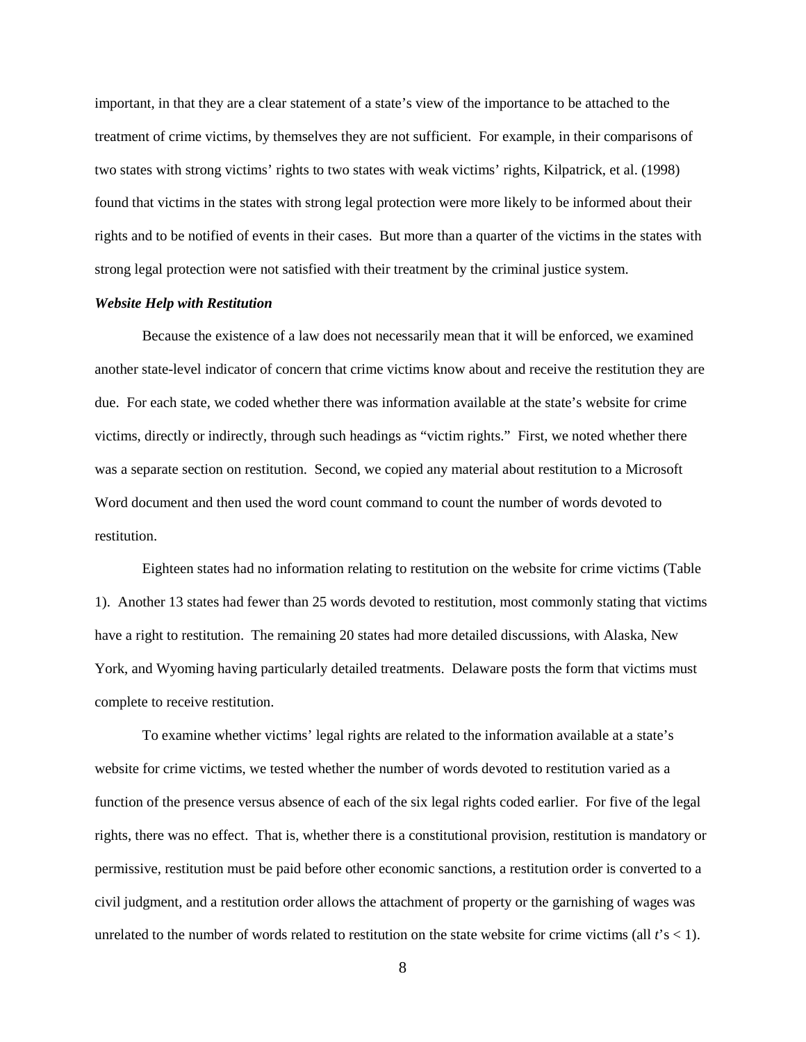important, in that they are a clear statement of a state's view of the importance to be attached to the treatment of crime victims, by themselves they are not sufficient. For example, in their comparisons of two states with strong victims' rights to two states with weak victims' rights, Kilpatrick, et al. (1998) found that victims in the states with strong legal protection were more likely to be informed about their rights and to be notified of events in their cases. But more than a quarter of the victims in the states with strong legal protection were not satisfied with their treatment by the criminal justice system.

***Website Help with Restitution***

Because the existence of a law does not necessarily mean that it will be enforced, we examined another state-level indicator of concern that crime victims know about and receive the restitution they are due. For each state, we coded whether there was information available at the state's website for crime victims, directly or indirectly, through such headings as "victim rights." First, we noted whether there was a separate section on restitution. Second, we copied any material about restitution to a Microsoft Word document and then used the word count command to count the number of words devoted to restitution.

Eighteen states had no information relating to restitution on the website for crime victims (Table 1). Another 13 states had fewer than 25 words devoted to restitution, most commonly stating that victims have a right to restitution. The remaining 20 states had more detailed discussions, with Alaska, New York, and Wyoming having particularly detailed treatments. Delaware posts the form that victims must complete to receive restitution.

To examine whether victims' legal rights are related to the information available at a state's website for crime victims, we tested whether the number of words devoted to restitution varied as a function of the presence versus absence of each of the six legal rights coded earlier. For five of the legal rights, there was no effect. That is, whether there is a constitutional provision, restitution is mandatory or permissive, restitution must be paid before other economic sanctions, a restitution order is converted to a civil judgment, and a restitution order allows the attachment of property or the garnishing of wages was unrelated to the number of words related to restitution on the state website for crime victims (all $t$'s $< 1$).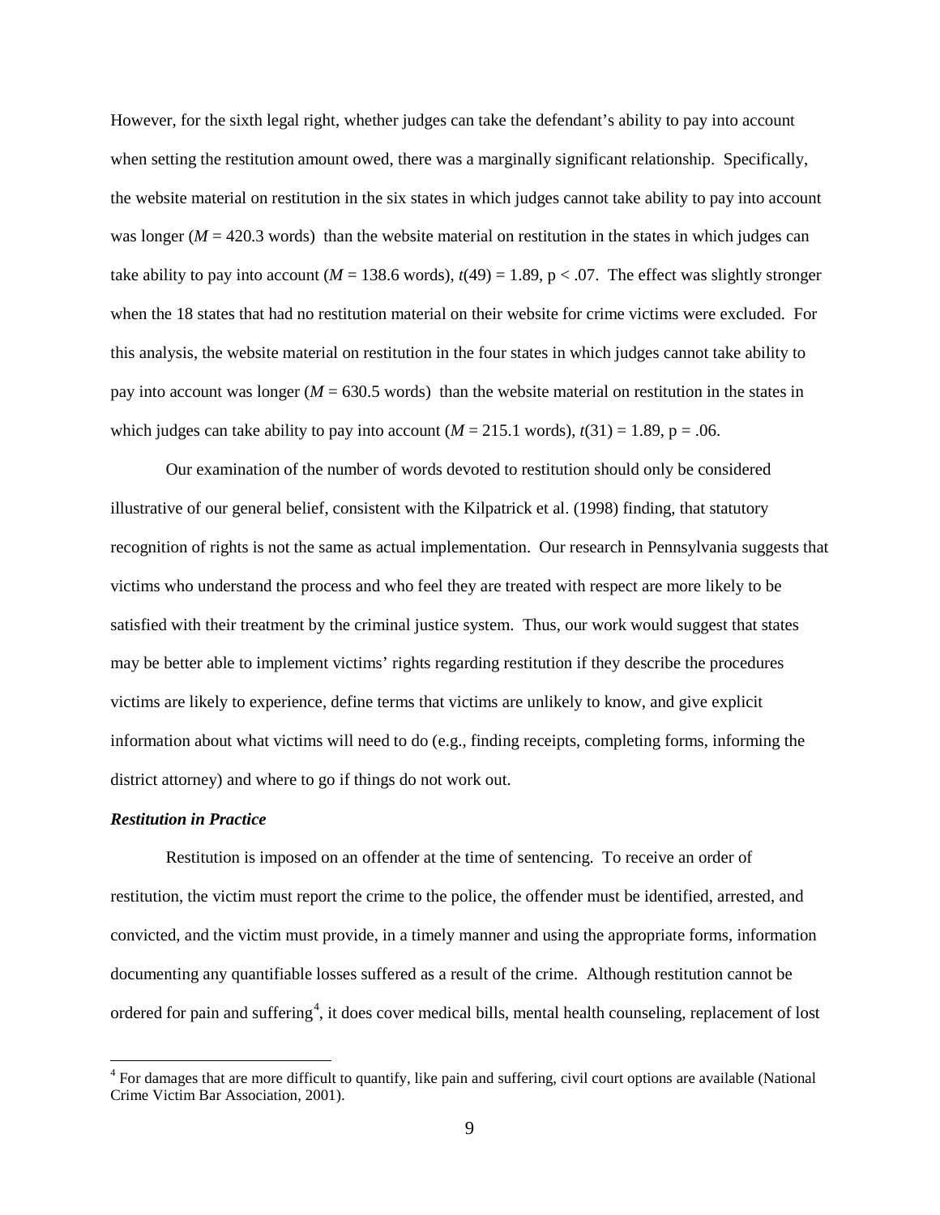However, for the sixth legal right, whether judges can take the defendant's ability to pay into account when setting the restitution amount owed, there was a marginally significant relationship. Specifically, the website material on restitution in the six states in which judges cannot take ability to pay into account was longer ($M$ = 420.3 words) than the website material on restitution in the states in which judges can take ability to pay into account ($M$ = 138.6 words), $t(49) = 1.89$, $p < .07$. The effect was slightly stronger when the 18 states that had no restitution material on their website for crime victims were excluded. For this analysis, the website material on restitution in the four states in which judges cannot take ability to pay into account was longer ($M$ = 630.5 words) than the website material on restitution in the states in which judges can take ability to pay into account ($M$ = 215.1 words), $t(31) = 1.89$, $p = .06$.

Our examination of the number of words devoted to restitution should only be considered illustrative of our general belief, consistent with the Kilpatrick et al. (1998) finding, that statutory recognition of rights is not the same as actual implementation. Our research in Pennsylvania suggests that victims who understand the process and who feel they are treated with respect are more likely to be satisfied with their treatment by the criminal justice system. Thus, our work would suggest that states may be better able to implement victims' rights regarding restitution if they describe the procedures victims are likely to experience, define terms that victims are unlikely to know, and give explicit information about what victims will need to do (e.g., finding receipts, completing forms, informing the district attorney) and where to go if things do not work out.

***Restitution in Practice***

Restitution is imposed on an offender at the time of sentencing. To receive an order of restitution, the victim must report the crime to the police, the offender must be identified, arrested, and convicted, and the victim must provide, in a timely manner and using the appropriate forms, information documenting any quantifiable losses suffered as a result of the crime. Although restitution cannot be ordered for pain and suffering[4], it does cover medical bills, mental health counseling, replacement of lost

[4] For damages that are more difficult to quantify, like pain and suffering, civil court options are available (National Crime Victim Bar Association, 2001).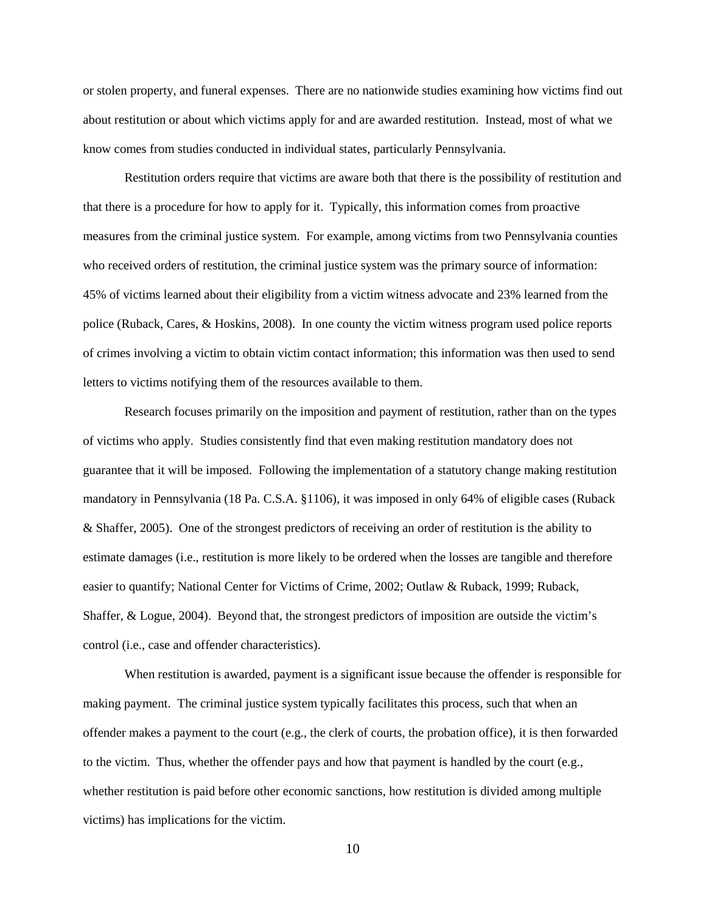or stolen property, and funeral expenses. There are no nationwide studies examining how victims find out about restitution or about which victims apply for and are awarded restitution. Instead, most of what we know comes from studies conducted in individual states, particularly Pennsylvania.

Restitution orders require that victims are aware both that there is the possibility of restitution and that there is a procedure for how to apply for it. Typically, this information comes from proactive measures from the criminal justice system. For example, among victims from two Pennsylvania counties who received orders of restitution, the criminal justice system was the primary source of information: 45% of victims learned about their eligibility from a victim witness advocate and 23% learned from the police (Ruback, Cares, & Hoskins, 2008). In one county the victim witness program used police reports of crimes involving a victim to obtain victim contact information; this information was then used to send letters to victims notifying them of the resources available to them.

Research focuses primarily on the imposition and payment of restitution, rather than on the types of victims who apply. Studies consistently find that even making restitution mandatory does not guarantee that it will be imposed. Following the implementation of a statutory change making restitution mandatory in Pennsylvania (18 Pa. C.S.A. §1106), it was imposed in only 64% of eligible cases (Ruback & Shaffer, 2005). One of the strongest predictors of receiving an order of restitution is the ability to estimate damages (i.e., restitution is more likely to be ordered when the losses are tangible and therefore easier to quantify; National Center for Victims of Crime, 2002; Outlaw & Ruback, 1999; Ruback, Shaffer, & Logue, 2004). Beyond that, the strongest predictors of imposition are outside the victim's control (i.e., case and offender characteristics).

When restitution is awarded, payment is a significant issue because the offender is responsible for making payment. The criminal justice system typically facilitates this process, such that when an offender makes a payment to the court (e.g., the clerk of courts, the probation office), it is then forwarded to the victim. Thus, whether the offender pays and how that payment is handled by the court (e.g., whether restitution is paid before other economic sanctions, how restitution is divided among multiple victims) has implications for the victim.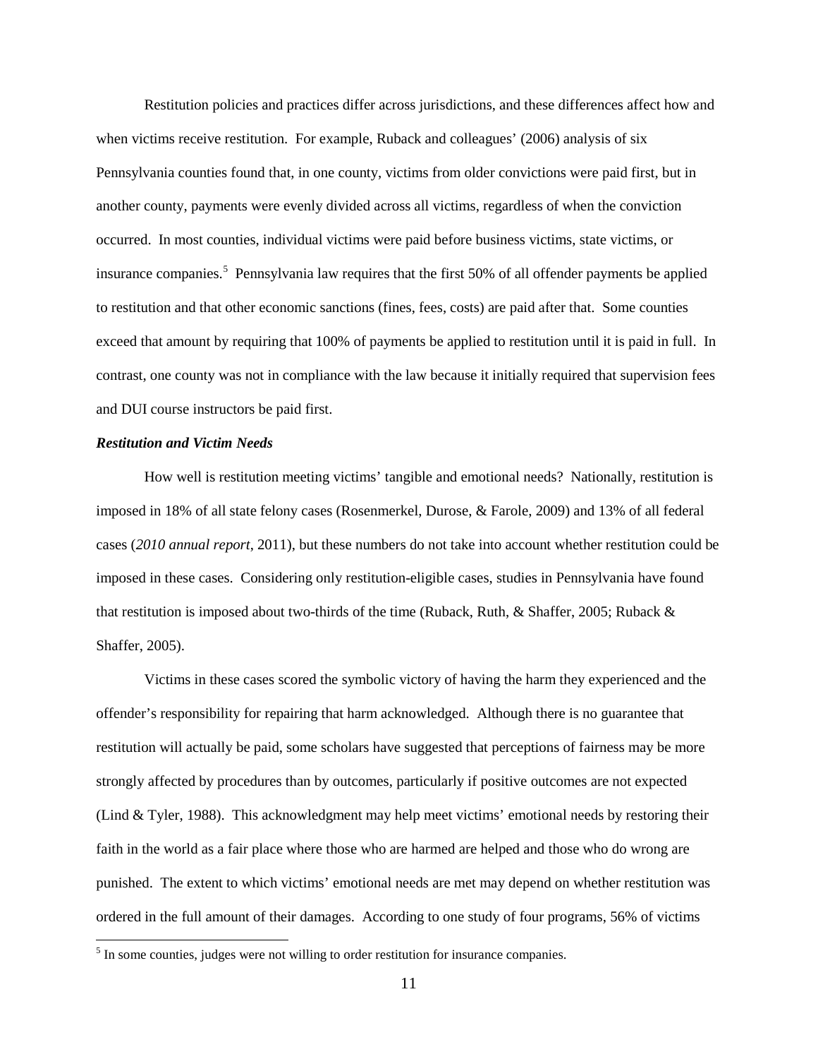Restitution policies and practices differ across jurisdictions, and these differences affect how and when victims receive restitution. For example, Ruback and colleagues' (2006) analysis of six Pennsylvania counties found that, in one county, victims from older convictions were paid first, but in another county, payments were evenly divided across all victims, regardless of when the conviction occurred. In most counties, individual victims were paid before business victims, state victims, or insurance companies.[5] Pennsylvania law requires that the first 50% of all offender payments be applied to restitution and that other economic sanctions (fines, fees, costs) are paid after that. Some counties exceed that amount by requiring that 100% of payments be applied to restitution until it is paid in full. In contrast, one county was not in compliance with the law because it initially required that supervision fees and DUI course instructors be paid first.

***Restitution and Victim Needs***

How well is restitution meeting victims' tangible and emotional needs? Nationally, restitution is imposed in 18% of all state felony cases (Rosenmerkel, Durose, & Farole, 2009) and 13% of all federal cases (*2010 annual report*, 2011), but these numbers do not take into account whether restitution could be imposed in these cases. Considering only restitution-eligible cases, studies in Pennsylvania have found that restitution is imposed about two-thirds of the time (Ruback, Ruth, & Shaffer, 2005; Ruback & Shaffer, 2005).

Victims in these cases scored the symbolic victory of having the harm they experienced and the offender's responsibility for repairing that harm acknowledged. Although there is no guarantee that restitution will actually be paid, some scholars have suggested that perceptions of fairness may be more strongly affected by procedures than by outcomes, particularly if positive outcomes are not expected (Lind & Tyler, 1988). This acknowledgment may help meet victims' emotional needs by restoring their faith in the world as a fair place where those who are harmed are helped and those who do wrong are punished. The extent to which victims' emotional needs are met may depend on whether restitution was ordered in the full amount of their damages. According to one study of four programs, 56% of victims

[5] In some counties, judges were not willing to order restitution for insurance companies.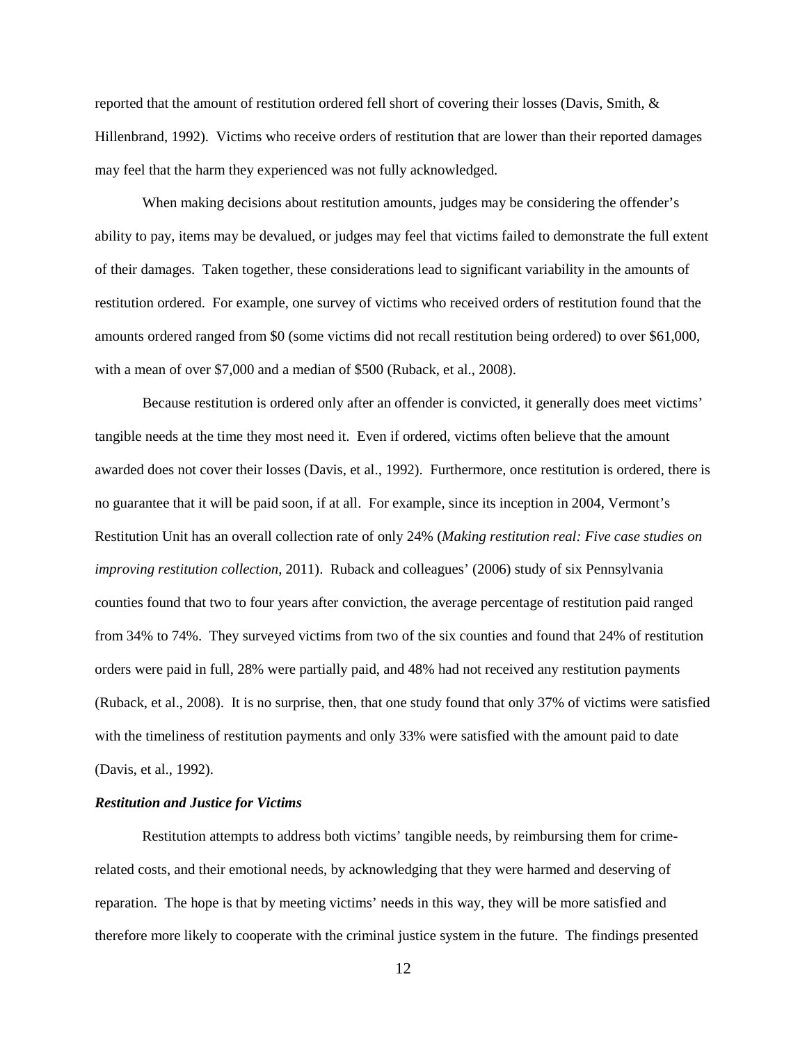reported that the amount of restitution ordered fell short of covering their losses (Davis, Smith, & Hillenbrand, 1992). Victims who receive orders of restitution that are lower than their reported damages may feel that the harm they experienced was not fully acknowledged.

When making decisions about restitution amounts, judges may be considering the offender's ability to pay, items may be devalued, or judges may feel that victims failed to demonstrate the full extent of their damages. Taken together, these considerations lead to significant variability in the amounts of restitution ordered. For example, one survey of victims who received orders of restitution found that the amounts ordered ranged from $0 (some victims did not recall restitution being ordered) to over $61,000, with a mean of over $7,000 and a median of $500 (Ruback, et al., 2008).

Because restitution is ordered only after an offender is convicted, it generally does meet victims' tangible needs at the time they most need it. Even if ordered, victims often believe that the amount awarded does not cover their losses (Davis, et al., 1992). Furthermore, once restitution is ordered, there is no guarantee that it will be paid soon, if at all. For example, since its inception in 2004, Vermont's Restitution Unit has an overall collection rate of only 24% (*Making restitution real: Five case studies on improving restitution collection*, 2011). Ruback and colleagues' (2006) study of six Pennsylvania counties found that two to four years after conviction, the average percentage of restitution paid ranged from 34% to 74%. They surveyed victims from two of the six counties and found that 24% of restitution orders were paid in full, 28% were partially paid, and 48% had not received any restitution payments (Ruback, et al., 2008). It is no surprise, then, that one study found that only 37% of victims were satisfied with the timeliness of restitution payments and only 33% were satisfied with the amount paid to date (Davis, et al., 1992).

### *Restitution and Justice for Victims*

Restitution attempts to address both victims' tangible needs, by reimbursing them for crime-related costs, and their emotional needs, by acknowledging that they were harmed and deserving of reparation. The hope is that by meeting victims' needs in this way, they will be more satisfied and therefore more likely to cooperate with the criminal justice system in the future. The findings presented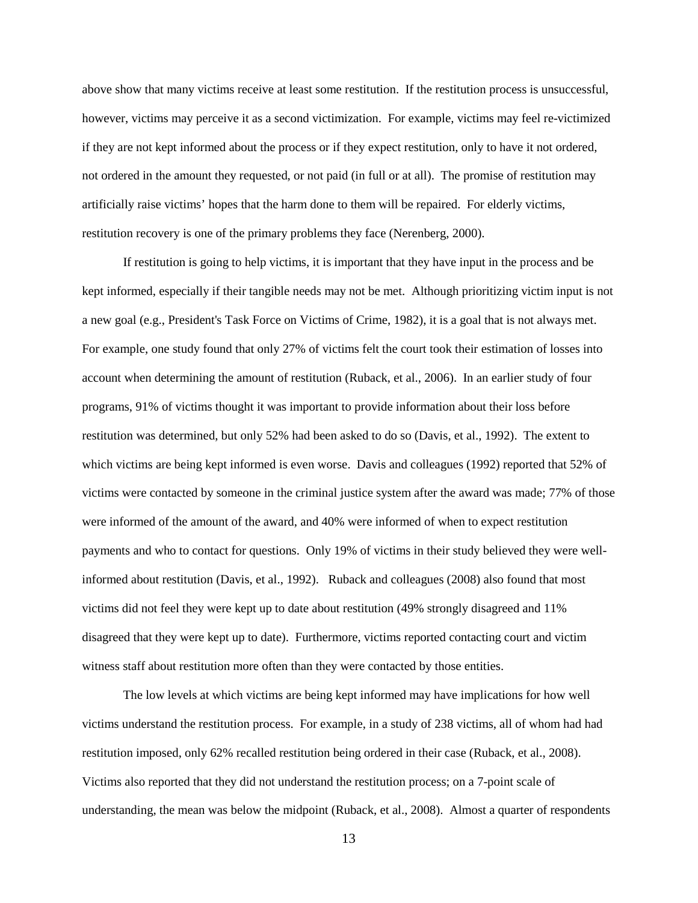above show that many victims receive at least some restitution. If the restitution process is unsuccessful, however, victims may perceive it as a second victimization. For example, victims may feel re-victimized if they are not kept informed about the process or if they expect restitution, only to have it not ordered, not ordered in the amount they requested, or not paid (in full or at all). The promise of restitution may artificially raise victims' hopes that the harm done to them will be repaired. For elderly victims, restitution recovery is one of the primary problems they face (Nerenberg, 2000).

If restitution is going to help victims, it is important that they have input in the process and be kept informed, especially if their tangible needs may not be met. Although prioritizing victim input is not a new goal (e.g., President's Task Force on Victims of Crime, 1982), it is a goal that is not always met. For example, one study found that only 27% of victims felt the court took their estimation of losses into account when determining the amount of restitution (Ruback, et al., 2006). In an earlier study of four programs, 91% of victims thought it was important to provide information about their loss before restitution was determined, but only 52% had been asked to do so (Davis, et al., 1992). The extent to which victims are being kept informed is even worse. Davis and colleagues (1992) reported that 52% of victims were contacted by someone in the criminal justice system after the award was made; 77% of those were informed of the amount of the award, and 40% were informed of when to expect restitution payments and who to contact for questions. Only 19% of victims in their study believed they were well-informed about restitution (Davis, et al., 1992). Ruback and colleagues (2008) also found that most victims did not feel they were kept up to date about restitution (49% strongly disagreed and 11% disagreed that they were kept up to date). Furthermore, victims reported contacting court and victim witness staff about restitution more often than they were contacted by those entities.

The low levels at which victims are being kept informed may have implications for how well victims understand the restitution process. For example, in a study of 238 victims, all of whom had had restitution imposed, only 62% recalled restitution being ordered in their case (Ruback, et al., 2008). Victims also reported that they did not understand the restitution process; on a 7-point scale of understanding, the mean was below the midpoint (Ruback, et al., 2008). Almost a quarter of respondents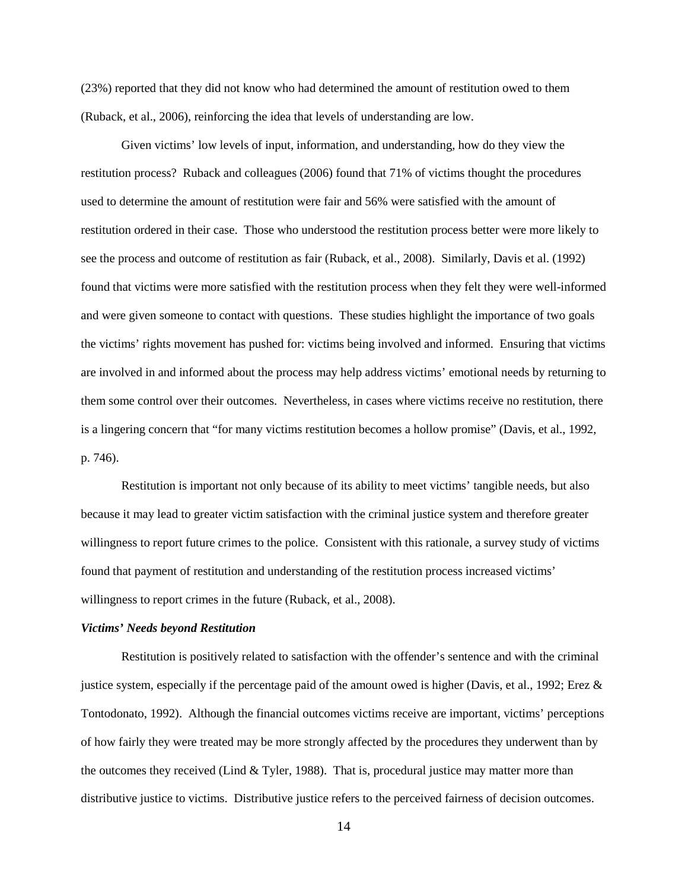(23%) reported that they did not know who had determined the amount of restitution owed to them (Ruback, et al., 2006), reinforcing the idea that levels of understanding are low.

Given victims' low levels of input, information, and understanding, how do they view the restitution process? Ruback and colleagues (2006) found that 71% of victims thought the procedures used to determine the amount of restitution were fair and 56% were satisfied with the amount of restitution ordered in their case. Those who understood the restitution process better were more likely to see the process and outcome of restitution as fair (Ruback, et al., 2008). Similarly, Davis et al. (1992) found that victims were more satisfied with the restitution process when they felt they were well-informed and were given someone to contact with questions. These studies highlight the importance of two goals the victims' rights movement has pushed for: victims being involved and informed. Ensuring that victims are involved in and informed about the process may help address victims' emotional needs by returning to them some control over their outcomes. Nevertheless, in cases where victims receive no restitution, there is a lingering concern that "for many victims restitution becomes a hollow promise" (Davis, et al., 1992, p. 746).

Restitution is important not only because of its ability to meet victims' tangible needs, but also because it may lead to greater victim satisfaction with the criminal justice system and therefore greater willingness to report future crimes to the police. Consistent with this rationale, a survey study of victims found that payment of restitution and understanding of the restitution process increased victims' willingness to report crimes in the future (Ruback, et al., 2008).

***Victims' Needs beyond Restitution***

Restitution is positively related to satisfaction with the offender's sentence and with the criminal justice system, especially if the percentage paid of the amount owed is higher (Davis, et al., 1992; Erez & Tontodonato, 1992). Although the financial outcomes victims receive are important, victims' perceptions of how fairly they were treated may be more strongly affected by the procedures they underwent than by the outcomes they received (Lind & Tyler, 1988). That is, procedural justice may matter more than distributive justice to victims. Distributive justice refers to the perceived fairness of decision outcomes.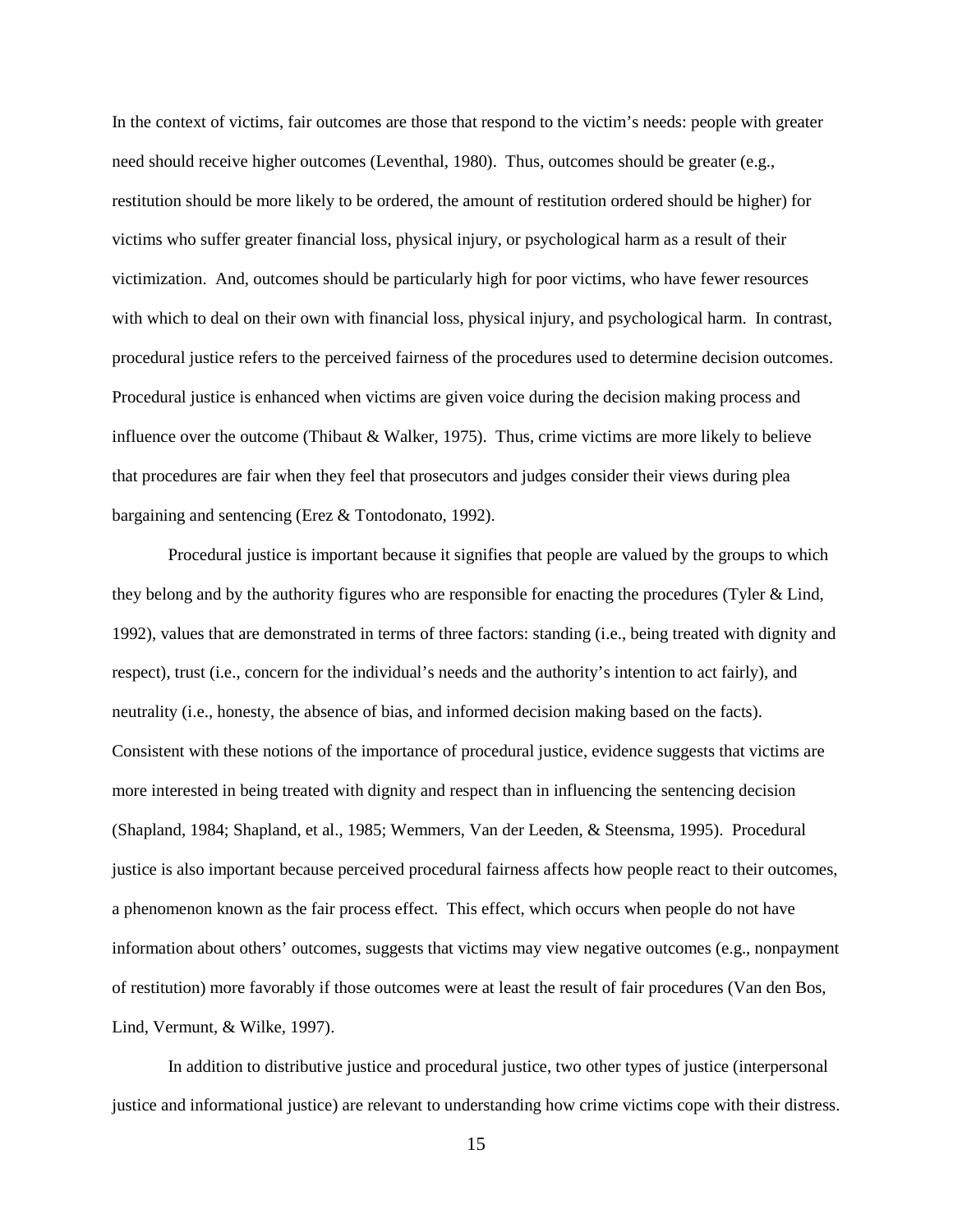In the context of victims, fair outcomes are those that respond to the victim's needs: people with greater need should receive higher outcomes (Leventhal, 1980). Thus, outcomes should be greater (e.g., restitution should be more likely to be ordered, the amount of restitution ordered should be higher) for victims who suffer greater financial loss, physical injury, or psychological harm as a result of their victimization. And, outcomes should be particularly high for poor victims, who have fewer resources with which to deal on their own with financial loss, physical injury, and psychological harm. In contrast, procedural justice refers to the perceived fairness of the procedures used to determine decision outcomes. Procedural justice is enhanced when victims are given voice during the decision making process and influence over the outcome (Thibaut & Walker, 1975). Thus, crime victims are more likely to believe that procedures are fair when they feel that prosecutors and judges consider their views during plea bargaining and sentencing (Erez & Tontodonato, 1992).

Procedural justice is important because it signifies that people are valued by the groups to which they belong and by the authority figures who are responsible for enacting the procedures (Tyler & Lind, 1992), values that are demonstrated in terms of three factors: standing (i.e., being treated with dignity and respect), trust (i.e., concern for the individual's needs and the authority's intention to act fairly), and neutrality (i.e., honesty, the absence of bias, and informed decision making based on the facts). Consistent with these notions of the importance of procedural justice, evidence suggests that victims are more interested in being treated with dignity and respect than in influencing the sentencing decision (Shapland, 1984; Shapland, et al., 1985; Wemmers, Van der Leeden, & Steensma, 1995). Procedural justice is also important because perceived procedural fairness affects how people react to their outcomes, a phenomenon known as the fair process effect. This effect, which occurs when people do not have information about others' outcomes, suggests that victims may view negative outcomes (e.g., nonpayment of restitution) more favorably if those outcomes were at least the result of fair procedures (Van den Bos, Lind, Vermunt, & Wilke, 1997).

In addition to distributive justice and procedural justice, two other types of justice (interpersonal justice and informational justice) are relevant to understanding how crime victims cope with their distress.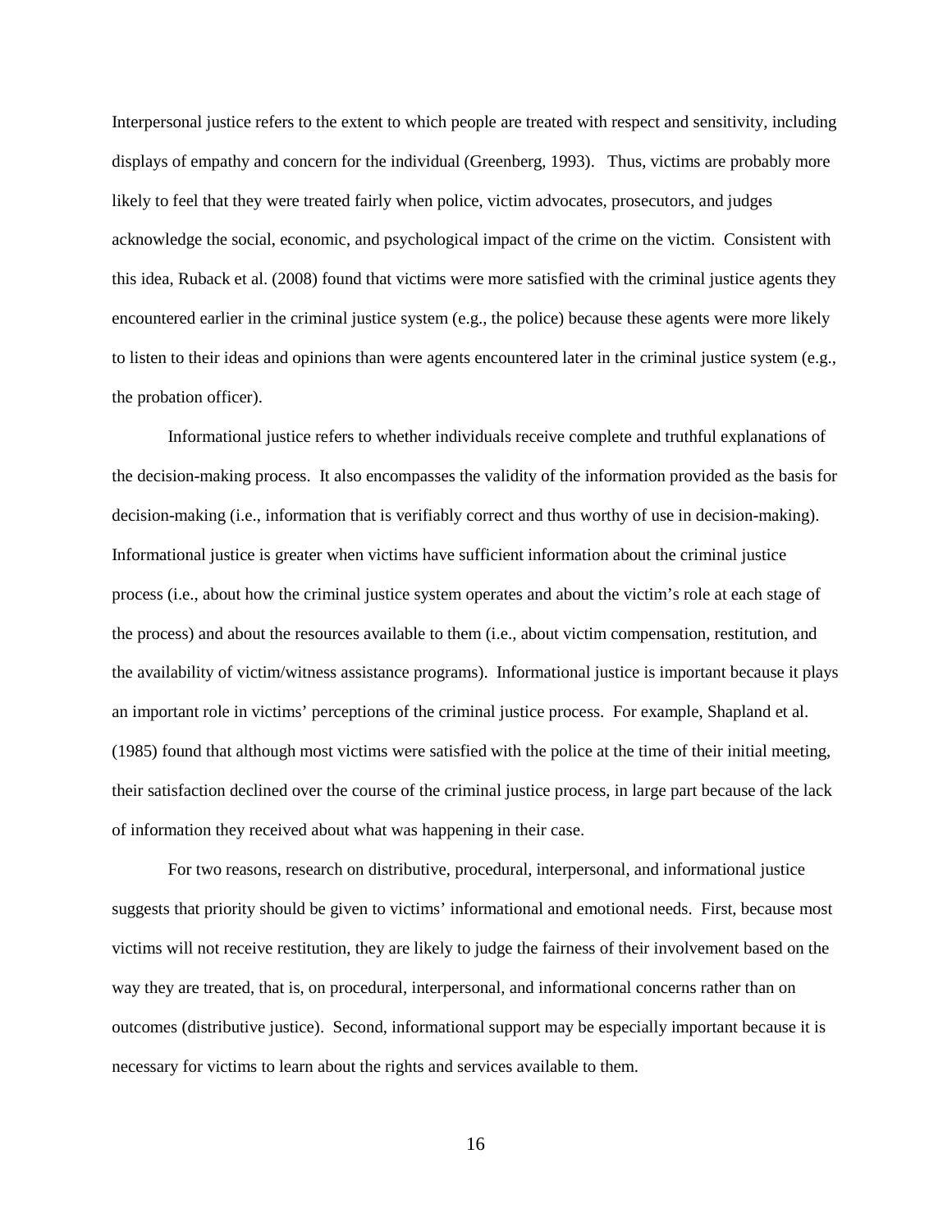Interpersonal justice refers to the extent to which people are treated with respect and sensitivity, including displays of empathy and concern for the individual (Greenberg, 1993). Thus, victims are probably more likely to feel that they were treated fairly when police, victim advocates, prosecutors, and judges acknowledge the social, economic, and psychological impact of the crime on the victim. Consistent with this idea, Ruback et al. (2008) found that victims were more satisfied with the criminal justice agents they encountered earlier in the criminal justice system (e.g., the police) because these agents were more likely to listen to their ideas and opinions than were agents encountered later in the criminal justice system (e.g., the probation officer).

Informational justice refers to whether individuals receive complete and truthful explanations of the decision-making process. It also encompasses the validity of the information provided as the basis for decision-making (i.e., information that is verifiably correct and thus worthy of use in decision-making). Informational justice is greater when victims have sufficient information about the criminal justice process (i.e., about how the criminal justice system operates and about the victim's role at each stage of the process) and about the resources available to them (i.e., about victim compensation, restitution, and the availability of victim/witness assistance programs). Informational justice is important because it plays an important role in victims' perceptions of the criminal justice process. For example, Shapland et al. (1985) found that although most victims were satisfied with the police at the time of their initial meeting, their satisfaction declined over the course of the criminal justice process, in large part because of the lack of information they received about what was happening in their case.

For two reasons, research on distributive, procedural, interpersonal, and informational justice suggests that priority should be given to victims' informational and emotional needs. First, because most victims will not receive restitution, they are likely to judge the fairness of their involvement based on the way they are treated, that is, on procedural, interpersonal, and informational concerns rather than on outcomes (distributive justice). Second, informational support may be especially important because it is necessary for victims to learn about the rights and services available to them.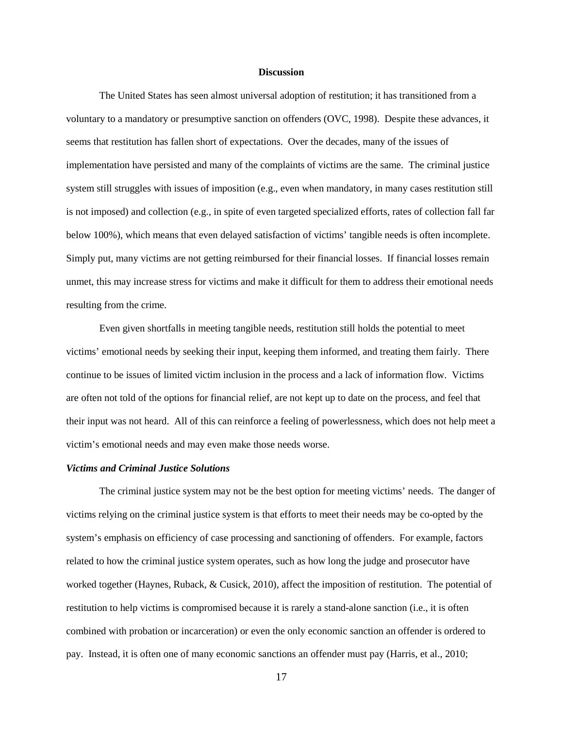## Discussion

The United States has seen almost universal adoption of restitution; it has transitioned from a voluntary to a mandatory or presumptive sanction on offenders (OVC, 1998). Despite these advances, it seems that restitution has fallen short of expectations. Over the decades, many of the issues of implementation have persisted and many of the complaints of victims are the same. The criminal justice system still struggles with issues of imposition (e.g., even when mandatory, in many cases restitution still is not imposed) and collection (e.g., in spite of even targeted specialized efforts, rates of collection fall far below 100%), which means that even delayed satisfaction of victims' tangible needs is often incomplete. Simply put, many victims are not getting reimbursed for their financial losses. If financial losses remain unmet, this may increase stress for victims and make it difficult for them to address their emotional needs resulting from the crime.

Even given shortfalls in meeting tangible needs, restitution still holds the potential to meet victims' emotional needs by seeking their input, keeping them informed, and treating them fairly. There continue to be issues of limited victim inclusion in the process and a lack of information flow. Victims are often not told of the options for financial relief, are not kept up to date on the process, and feel that their input was not heard. All of this can reinforce a feeling of powerlessness, which does not help meet a victim's emotional needs and may even make those needs worse.

### ***Victims and Criminal Justice Solutions***

The criminal justice system may not be the best option for meeting victims' needs. The danger of victims relying on the criminal justice system is that efforts to meet their needs may be co-opted by the system's emphasis on efficiency of case processing and sanctioning of offenders. For example, factors related to how the criminal justice system operates, such as how long the judge and prosecutor have worked together (Haynes, Ruback, & Cusick, 2010), affect the imposition of restitution. The potential of restitution to help victims is compromised because it is rarely a stand-alone sanction (i.e., it is often combined with probation or incarceration) or even the only economic sanction an offender is ordered to pay. Instead, it is often one of many economic sanctions an offender must pay (Harris, et al., 2010;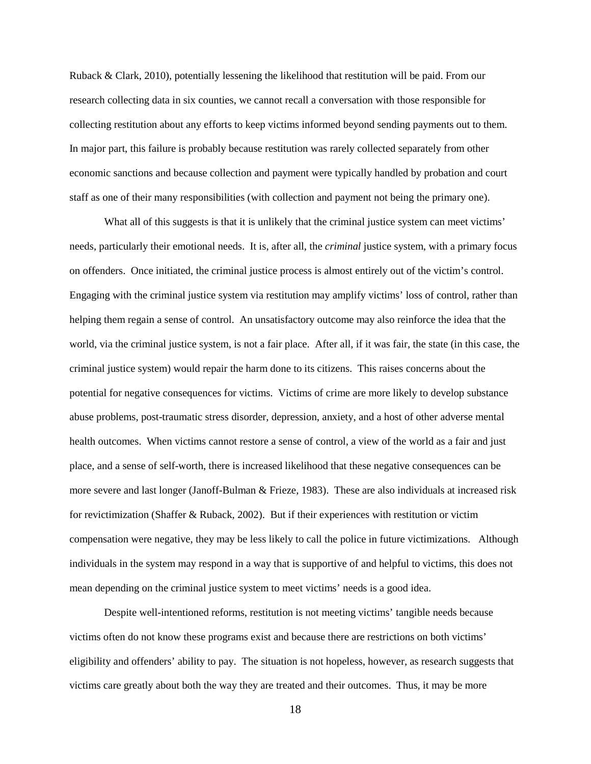Ruback & Clark, 2010), potentially lessening the likelihood that restitution will be paid. From our research collecting data in six counties, we cannot recall a conversation with those responsible for collecting restitution about any efforts to keep victims informed beyond sending payments out to them. In major part, this failure is probably because restitution was rarely collected separately from other economic sanctions and because collection and payment were typically handled by probation and court staff as one of their many responsibilities (with collection and payment not being the primary one).

What all of this suggests is that it is unlikely that the criminal justice system can meet victims' needs, particularly their emotional needs. It is, after all, the *criminal* justice system, with a primary focus on offenders. Once initiated, the criminal justice process is almost entirely out of the victim's control. Engaging with the criminal justice system via restitution may amplify victims' loss of control, rather than helping them regain a sense of control. An unsatisfactory outcome may also reinforce the idea that the world, via the criminal justice system, is not a fair place. After all, if it was fair, the state (in this case, the criminal justice system) would repair the harm done to its citizens. This raises concerns about the potential for negative consequences for victims. Victims of crime are more likely to develop substance abuse problems, post-traumatic stress disorder, depression, anxiety, and a host of other adverse mental health outcomes. When victims cannot restore a sense of control, a view of the world as a fair and just place, and a sense of self-worth, there is increased likelihood that these negative consequences can be more severe and last longer (Janoff-Bulman & Frieze, 1983). These are also individuals at increased risk for revictimization (Shaffer & Ruback, 2002). But if their experiences with restitution or victim compensation were negative, they may be less likely to call the police in future victimizations. Although individuals in the system may respond in a way that is supportive of and helpful to victims, this does not mean depending on the criminal justice system to meet victims' needs is a good idea.

Despite well-intentioned reforms, restitution is not meeting victims' tangible needs because victims often do not know these programs exist and because there are restrictions on both victims' eligibility and offenders' ability to pay. The situation is not hopeless, however, as research suggests that victims care greatly about both the way they are treated and their outcomes. Thus, it may be more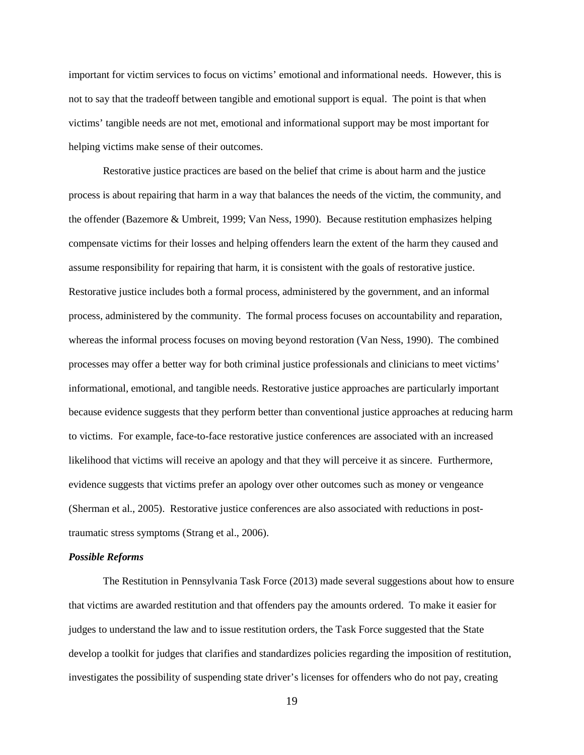important for victim services to focus on victims' emotional and informational needs. However, this is not to say that the tradeoff between tangible and emotional support is equal. The point is that when victims' tangible needs are not met, emotional and informational support may be most important for helping victims make sense of their outcomes.

Restorative justice practices are based on the belief that crime is about harm and the justice process is about repairing that harm in a way that balances the needs of the victim, the community, and the offender (Bazemore & Umbreit, 1999; Van Ness, 1990). Because restitution emphasizes helping compensate victims for their losses and helping offenders learn the extent of the harm they caused and assume responsibility for repairing that harm, it is consistent with the goals of restorative justice. Restorative justice includes both a formal process, administered by the government, and an informal process, administered by the community. The formal process focuses on accountability and reparation, whereas the informal process focuses on moving beyond restoration (Van Ness, 1990). The combined processes may offer a better way for both criminal justice professionals and clinicians to meet victims' informational, emotional, and tangible needs. Restorative justice approaches are particularly important because evidence suggests that they perform better than conventional justice approaches at reducing harm to victims. For example, face-to-face restorative justice conferences are associated with an increased likelihood that victims will receive an apology and that they will perceive it as sincere. Furthermore, evidence suggests that victims prefer an apology over other outcomes such as money or vengeance (Sherman et al., 2005). Restorative justice conferences are also associated with reductions in post-traumatic stress symptoms (Strang et al., 2006).

### *Possible Reforms*

The Restitution in Pennsylvania Task Force (2013) made several suggestions about how to ensure that victims are awarded restitution and that offenders pay the amounts ordered. To make it easier for judges to understand the law and to issue restitution orders, the Task Force suggested that the State develop a toolkit for judges that clarifies and standardizes policies regarding the imposition of restitution, investigates the possibility of suspending state driver's licenses for offenders who do not pay, creating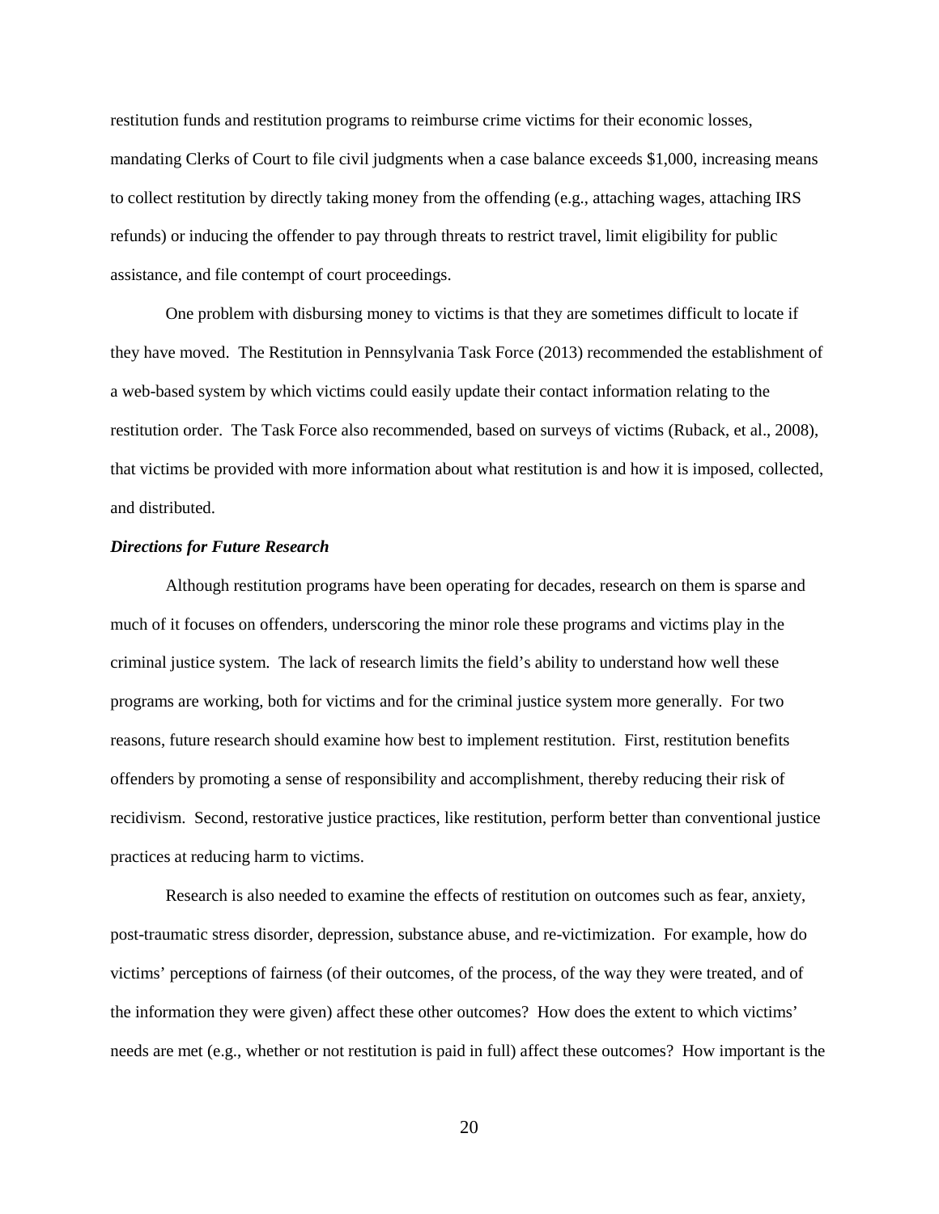restitution funds and restitution programs to reimburse crime victims for their economic losses, mandating Clerks of Court to file civil judgments when a case balance exceeds $1,000, increasing means to collect restitution by directly taking money from the offending (e.g., attaching wages, attaching IRS refunds) or inducing the offender to pay through threats to restrict travel, limit eligibility for public assistance, and file contempt of court proceedings.

One problem with disbursing money to victims is that they are sometimes difficult to locate if they have moved. The Restitution in Pennsylvania Task Force (2013) recommended the establishment of a web-based system by which victims could easily update their contact information relating to the restitution order. The Task Force also recommended, based on surveys of victims (Ruback, et al., 2008), that victims be provided with more information about what restitution is and how it is imposed, collected, and distributed.

### *Directions for Future Research*

Although restitution programs have been operating for decades, research on them is sparse and much of it focuses on offenders, underscoring the minor role these programs and victims play in the criminal justice system. The lack of research limits the field's ability to understand how well these programs are working, both for victims and for the criminal justice system more generally. For two reasons, future research should examine how best to implement restitution. First, restitution benefits offenders by promoting a sense of responsibility and accomplishment, thereby reducing their risk of recidivism. Second, restorative justice practices, like restitution, perform better than conventional justice practices at reducing harm to victims.

Research is also needed to examine the effects of restitution on outcomes such as fear, anxiety, post-traumatic stress disorder, depression, substance abuse, and re-victimization. For example, how do victims' perceptions of fairness (of their outcomes, of the process, of the way they were treated, and of the information they were given) affect these other outcomes? How does the extent to which victims' needs are met (e.g., whether or not restitution is paid in full) affect these outcomes? How important is the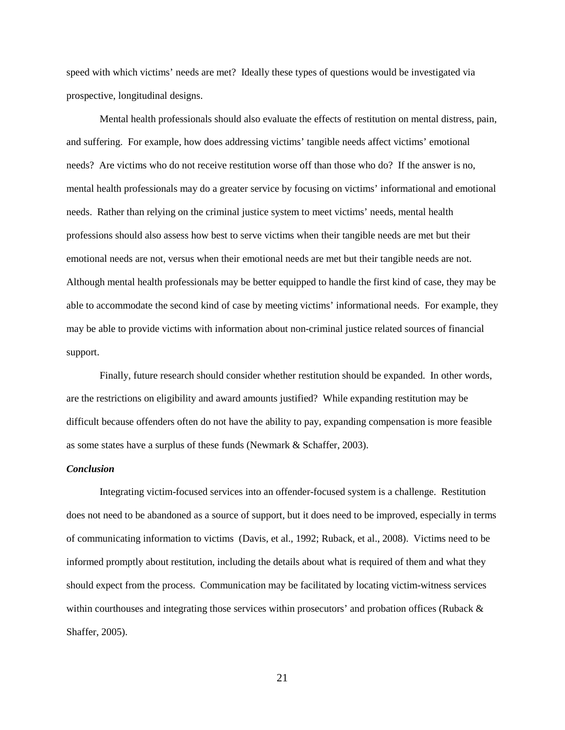speed with which victims' needs are met? Ideally these types of questions would be investigated via prospective, longitudinal designs.

Mental health professionals should also evaluate the effects of restitution on mental distress, pain, and suffering. For example, how does addressing victims' tangible needs affect victims' emotional needs? Are victims who do not receive restitution worse off than those who do? If the answer is no, mental health professionals may do a greater service by focusing on victims' informational and emotional needs. Rather than relying on the criminal justice system to meet victims' needs, mental health professions should also assess how best to serve victims when their tangible needs are met but their emotional needs are not, versus when their emotional needs are met but their tangible needs are not. Although mental health professionals may be better equipped to handle the first kind of case, they may be able to accommodate the second kind of case by meeting victims' informational needs. For example, they may be able to provide victims with information about non-criminal justice related sources of financial support.

Finally, future research should consider whether restitution should be expanded. In other words, are the restrictions on eligibility and award amounts justified? While expanding restitution may be difficult because offenders often do not have the ability to pay, expanding compensation is more feasible as some states have a surplus of these funds (Newmark & Schaffer, 2003).

***Conclusion***

Integrating victim-focused services into an offender-focused system is a challenge. Restitution does not need to be abandoned as a source of support, but it does need to be improved, especially in terms of communicating information to victims (Davis, et al., 1992; Ruback, et al., 2008). Victims need to be informed promptly about restitution, including the details about what is required of them and what they should expect from the process. Communication may be facilitated by locating victim-witness services within courthouses and integrating those services within prosecutors' and probation offices (Ruback & Shaffer, 2005).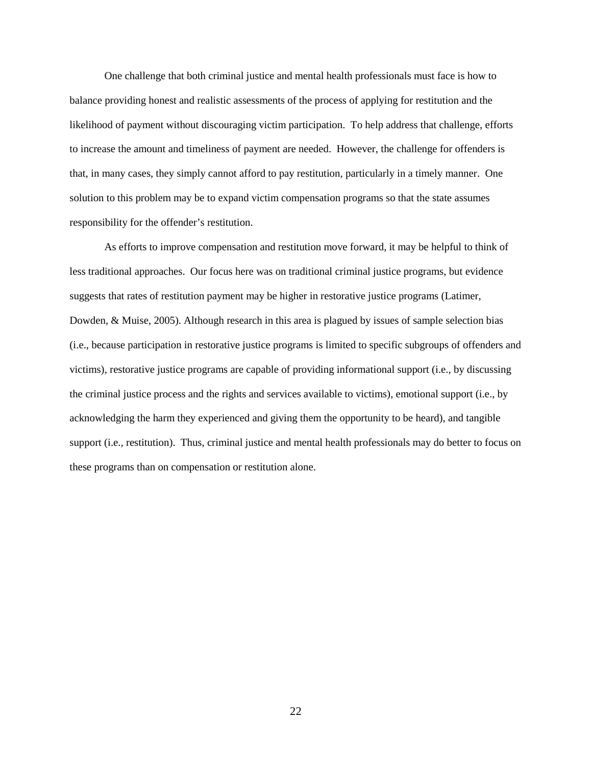One challenge that both criminal justice and mental health professionals must face is how to balance providing honest and realistic assessments of the process of applying for restitution and the likelihood of payment without discouraging victim participation. To help address that challenge, efforts to increase the amount and timeliness of payment are needed. However, the challenge for offenders is that, in many cases, they simply cannot afford to pay restitution, particularly in a timely manner. One solution to this problem may be to expand victim compensation programs so that the state assumes responsibility for the offender's restitution.

As efforts to improve compensation and restitution move forward, it may be helpful to think of less traditional approaches. Our focus here was on traditional criminal justice programs, but evidence suggests that rates of restitution payment may be higher in restorative justice programs (Latimer, Dowden, & Muise, 2005). Although research in this area is plagued by issues of sample selection bias (i.e., because participation in restorative justice programs is limited to specific subgroups of offenders and victims), restorative justice programs are capable of providing informational support (i.e., by discussing the criminal justice process and the rights and services available to victims), emotional support (i.e., by acknowledging the harm they experienced and giving them the opportunity to be heard), and tangible support (i.e., restitution). Thus, criminal justice and mental health professionals may do better to focus on these programs than on compensation or restitution alone.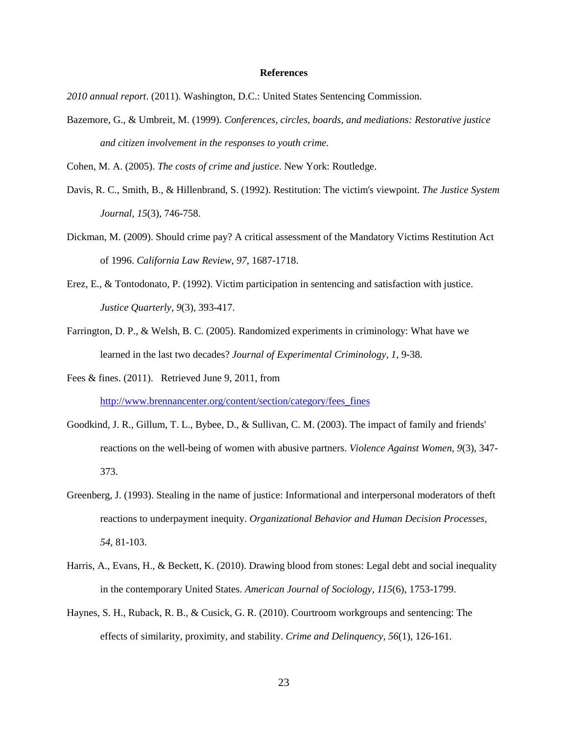# References

*2010 annual report*. (2011). Washington, D.C.: United States Sentencing Commission.

Bazemore, G., & Umbreit, M. (1999). *Conferences, circles, boards, and mediations: Restorative justice and citizen involvement in the responses to youth crime.*

Cohen, M. A. (2005). *The costs of crime and justice*. New York: Routledge.

Davis, R. C., Smith, B., & Hillenbrand, S. (1992). Restitution: The victim's viewpoint. *The Justice System Journal, 15*(3), 746-758.

Dickman, M. (2009). Should crime pay? A critical assessment of the Mandatory Victims Restitution Act of 1996. *California Law Review, 97*, 1687-1718.

Erez, E., & Tontodonato, P. (1992). Victim participation in sentencing and satisfaction with justice. *Justice Quarterly, 9*(3), 393-417.

Farrington, D. P., & Welsh, B. C. (2005). Randomized experiments in criminology: What have we learned in the last two decades? *Journal of Experimental Criminology, 1*, 9-38.

Fees & fines. (2011). Retrieved June 9, 2011, from http://www.brennancenter.org/content/section/category/fees_fines

Goodkind, J. R., Gillum, T. L., Bybee, D., & Sullivan, C. M. (2003). The impact of family and friends' reactions on the well-being of women with abusive partners. *Violence Against Women, 9*(3), 347-373.

Greenberg, J. (1993). Stealing in the name of justice: Informational and interpersonal moderators of theft reactions to underpayment inequity. *Organizational Behavior and Human Decision Processes, 54*, 81-103.

Harris, A., Evans, H., & Beckett, K. (2010). Drawing blood from stones: Legal debt and social inequality in the contemporary United States. *American Journal of Sociology, 115*(6), 1753-1799.

Haynes, S. H., Ruback, R. B., & Cusick, G. R. (2010). Courtroom workgroups and sentencing: The effects of similarity, proximity, and stability. *Crime and Delinquency, 56*(1), 126-161.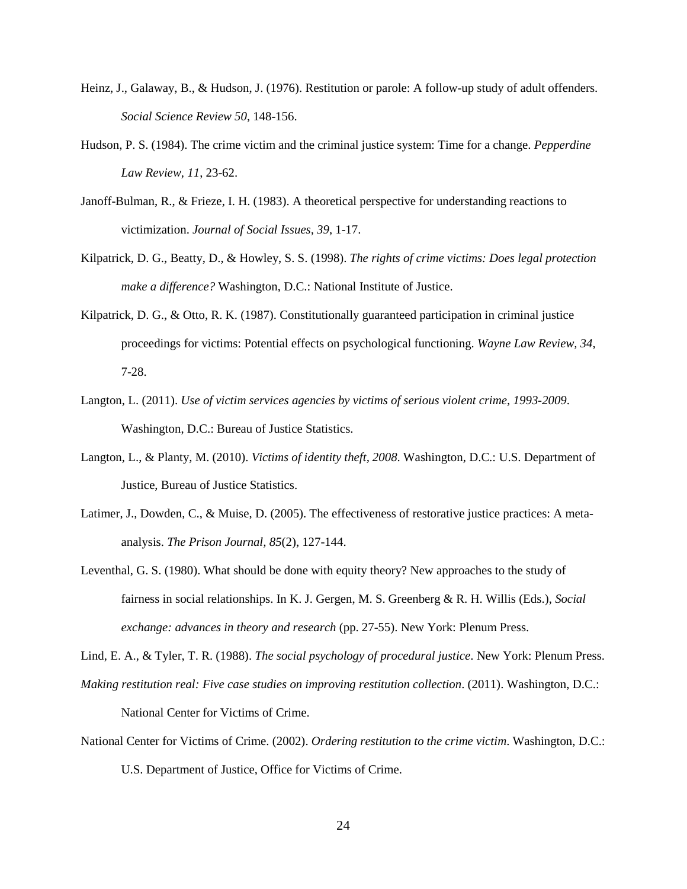Heinz, J., Galaway, B., & Hudson, J. (1976). Restitution or parole: A follow-up study of adult offenders. *Social Science Review 50*, 148-156.

Hudson, P. S. (1984). The crime victim and the criminal justice system: Time for a change. *Pepperdine Law Review, 11*, 23-62.

Janoff-Bulman, R., & Frieze, I. H. (1983). A theoretical perspective for understanding reactions to victimization. *Journal of Social Issues, 39*, 1-17.

Kilpatrick, D. G., Beatty, D., & Howley, S. S. (1998). *The rights of crime victims: Does legal protection make a difference?* Washington, D.C.: National Institute of Justice.

Kilpatrick, D. G., & Otto, R. K. (1987). Constitutionally guaranteed participation in criminal justice proceedings for victims: Potential effects on psychological functioning. *Wayne Law Review, 34*, 7-28.

Langton, L. (2011). *Use of victim services agencies by victims of serious violent crime, 1993-2009*. Washington, D.C.: Bureau of Justice Statistics.

Langton, L., & Planty, M. (2010). *Victims of identity theft, 2008*. Washington, D.C.: U.S. Department of Justice, Bureau of Justice Statistics.

Latimer, J., Dowden, C., & Muise, D. (2005). The effectiveness of restorative justice practices: A meta-analysis. *The Prison Journal, 85*(2), 127-144.

Leventhal, G. S. (1980). What should be done with equity theory? New approaches to the study of fairness in social relationships. In K. J. Gergen, M. S. Greenberg & R. H. Willis (Eds.), *Social exchange: advances in theory and research* (pp. 27-55). New York: Plenum Press.

Lind, E. A., & Tyler, T. R. (1988). *The social psychology of procedural justice*. New York: Plenum Press.

*Making restitution real: Five case studies on improving restitution collection*. (2011). Washington, D.C.: National Center for Victims of Crime.

National Center for Victims of Crime. (2002). *Ordering restitution to the crime victim*. Washington, D.C.: U.S. Department of Justice, Office for Victims of Crime.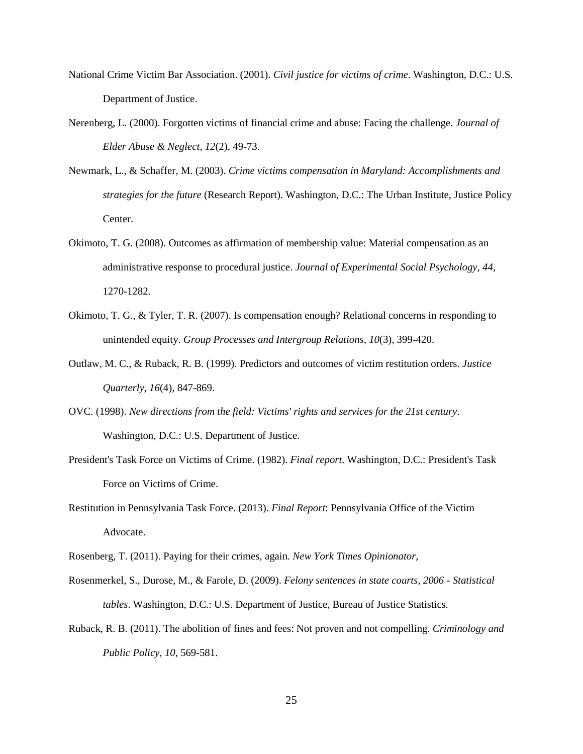National Crime Victim Bar Association. (2001). *Civil justice for victims of crime*. Washington, D.C.: U.S. Department of Justice.

Nerenberg, L. (2000). Forgotten victims of financial crime and abuse: Facing the challenge. *Journal of Elder Abuse & Neglect*, *12*(2), 49-73.

Newmark, L., & Schaffer, M. (2003). *Crime victims compensation in Maryland: Accomplishments and strategies for the future* (Research Report). Washington, D.C.: The Urban Institute, Justice Policy Center.

Okimoto, T. G. (2008). Outcomes as affirmation of membership value: Material compensation as an administrative response to procedural justice. *Journal of Experimental Social Psychology*, *44*, 1270-1282.

Okimoto, T. G., & Tyler, T. R. (2007). Is compensation enough? Relational concerns in responding to unintended equity. *Group Processes and Intergroup Relations*, *10*(3), 399-420.

Outlaw, M. C., & Ruback, R. B. (1999). Predictors and outcomes of victim restitution orders. *Justice Quarterly*, *16*(4), 847-869.

OVC. (1998). *New directions from the field: Victims' rights and services for the 21st century*. Washington, D.C.: U.S. Department of Justice.

President's Task Force on Victims of Crime. (1982). *Final report*. Washington, D.C.: President's Task Force on Victims of Crime.

Restitution in Pennsylvania Task Force. (2013). *Final Report*: Pennsylvania Office of the Victim Advocate.

Rosenberg, T. (2011). Paying for their crimes, again. *New York Times Opinionator*,

Rosenmerkel, S., Durose, M., & Farole, D. (2009). *Felony sentences in state courts, 2006 - Statistical tables*. Washington, D.C.: U.S. Department of Justice, Bureau of Justice Statistics.

Ruback, R. B. (2011). The abolition of fines and fees: Not proven and not compelling. *Criminology and Public Policy*, *10*, 569-581.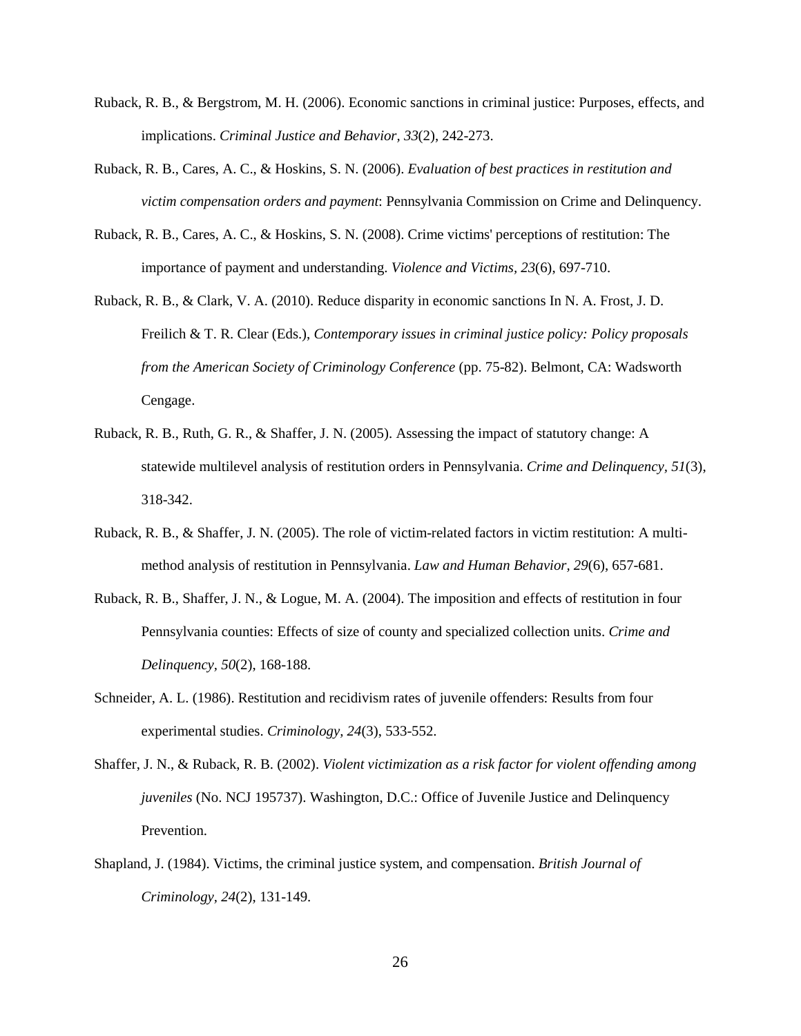Ruback, R. B., & Bergstrom, M. H. (2006). Economic sanctions in criminal justice: Purposes, effects, and implications. *Criminal Justice and Behavior, 33*(2), 242-273.

Ruback, R. B., Cares, A. C., & Hoskins, S. N. (2006). *Evaluation of best practices in restitution and victim compensation orders and payment*: Pennsylvania Commission on Crime and Delinquency.

Ruback, R. B., Cares, A. C., & Hoskins, S. N. (2008). Crime victims' perceptions of restitution: The importance of payment and understanding. *Violence and Victims, 23*(6), 697-710.

Ruback, R. B., & Clark, V. A. (2010). Reduce disparity in economic sanctions In N. A. Frost, J. D. Freilich & T. R. Clear (Eds.), *Contemporary issues in criminal justice policy: Policy proposals from the American Society of Criminology Conference* (pp. 75-82). Belmont, CA: Wadsworth Cengage.

Ruback, R. B., Ruth, G. R., & Shaffer, J. N. (2005). Assessing the impact of statutory change: A statewide multilevel analysis of restitution orders in Pennsylvania. *Crime and Delinquency, 51*(3), 318-342.

Ruback, R. B., & Shaffer, J. N. (2005). The role of victim-related factors in victim restitution: A multi-method analysis of restitution in Pennsylvania. *Law and Human Behavior, 29*(6), 657-681.

Ruback, R. B., Shaffer, J. N., & Logue, M. A. (2004). The imposition and effects of restitution in four Pennsylvania counties: Effects of size of county and specialized collection units. *Crime and Delinquency, 50*(2), 168-188.

Schneider, A. L. (1986). Restitution and recidivism rates of juvenile offenders: Results from four experimental studies. *Criminology, 24*(3), 533-552.

Shaffer, J. N., & Ruback, R. B. (2002). *Violent victimization as a risk factor for violent offending among juveniles* (No. NCJ 195737). Washington, D.C.: Office of Juvenile Justice and Delinquency Prevention.

Shapland, J. (1984). Victims, the criminal justice system, and compensation. *British Journal of Criminology, 24*(2), 131-149.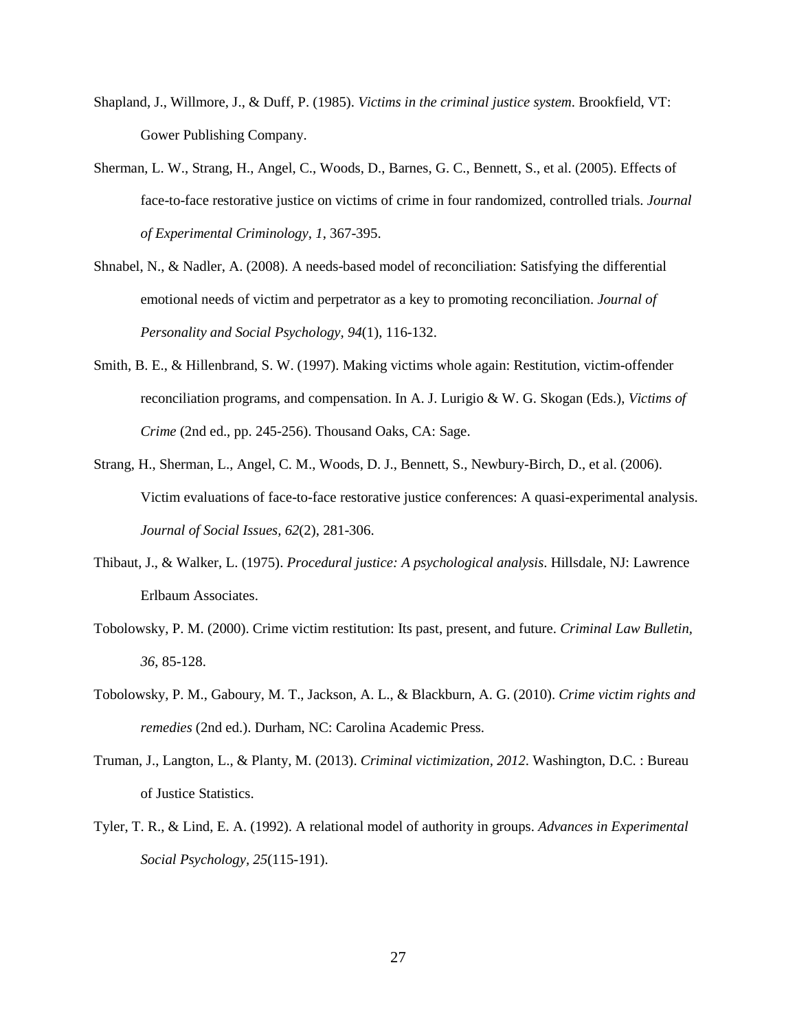Shapland, J., Willmore, J., & Duff, P. (1985). *Victims in the criminal justice system*. Brookfield, VT: Gower Publishing Company.

Sherman, L. W., Strang, H., Angel, C., Woods, D., Barnes, G. C., Bennett, S., et al. (2005). Effects of face-to-face restorative justice on victims of crime in four randomized, controlled trials. *Journal of Experimental Criminology, 1*, 367-395.

Shnabel, N., & Nadler, A. (2008). A needs-based model of reconciliation: Satisfying the differential emotional needs of victim and perpetrator as a key to promoting reconciliation. *Journal of Personality and Social Psychology, 94*(1), 116-132.

Smith, B. E., & Hillenbrand, S. W. (1997). Making victims whole again: Restitution, victim-offender reconciliation programs, and compensation. In A. J. Lurigio & W. G. Skogan (Eds.), *Victims of Crime* (2nd ed., pp. 245-256). Thousand Oaks, CA: Sage.

Strang, H., Sherman, L., Angel, C. M., Woods, D. J., Bennett, S., Newbury-Birch, D., et al. (2006). Victim evaluations of face-to-face restorative justice conferences: A quasi-experimental analysis. *Journal of Social Issues, 62*(2), 281-306.

Thibaut, J., & Walker, L. (1975). *Procedural justice: A psychological analysis*. Hillsdale, NJ: Lawrence Erlbaum Associates.

Tobolowsky, P. M. (2000). Crime victim restitution: Its past, present, and future. *Criminal Law Bulletin, 36*, 85-128.

Tobolowsky, P. M., Gaboury, M. T., Jackson, A. L., & Blackburn, A. G. (2010). *Crime victim rights and remedies* (2nd ed.). Durham, NC: Carolina Academic Press.

Truman, J., Langton, L., & Planty, M. (2013). *Criminal victimization, 2012*. Washington, D.C. : Bureau of Justice Statistics.

Tyler, T. R., & Lind, E. A. (1992). A relational model of authority in groups. *Advances in Experimental Social Psychology, 25*(115-191).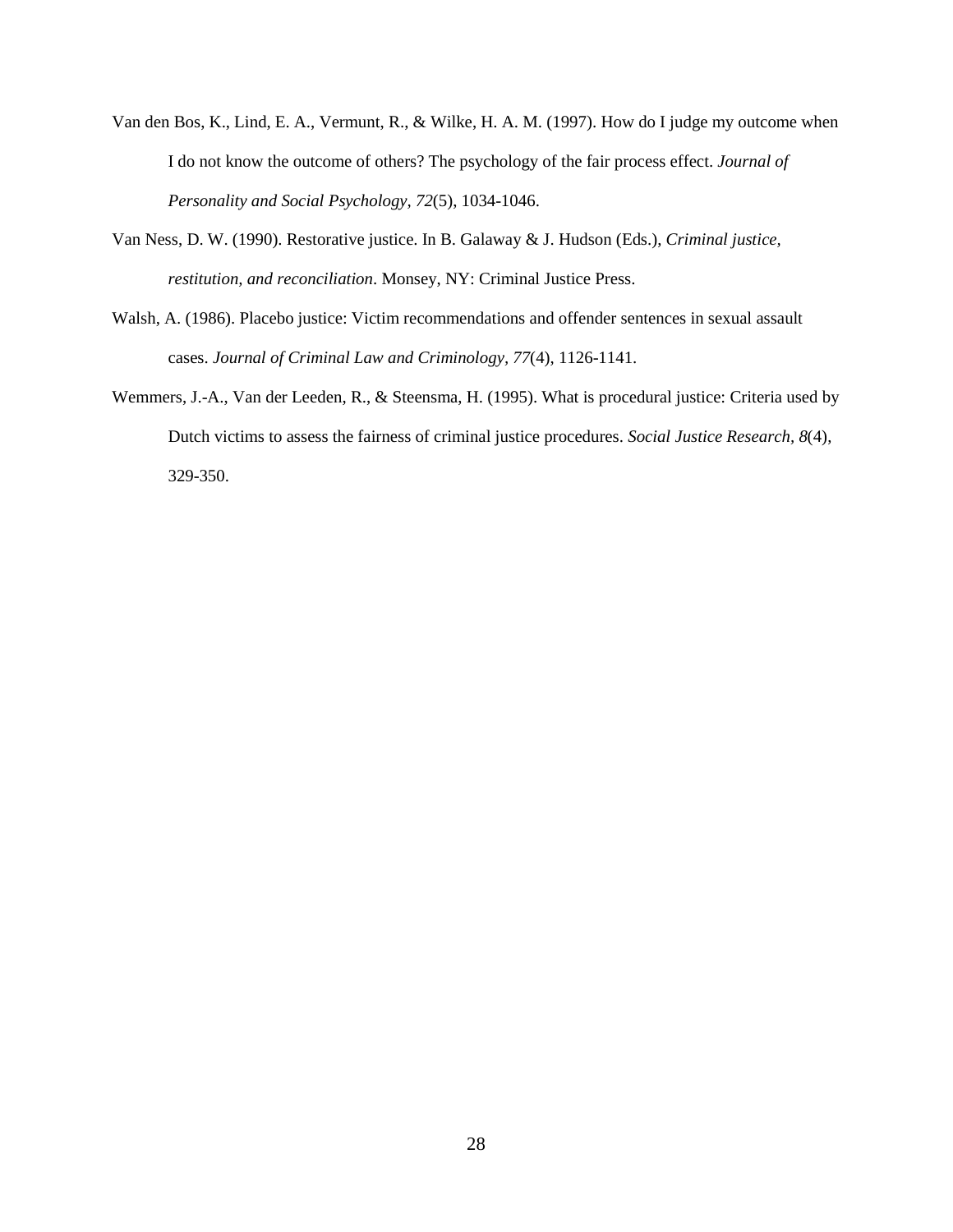Van den Bos, K., Lind, E. A., Vermunt, R., & Wilke, H. A. M. (1997). How do I judge my outcome when I do not know the outcome of others? The psychology of the fair process effect. *Journal of Personality and Social Psychology, 72*(5), 1034-1046.

Van Ness, D. W. (1990). Restorative justice. In B. Galaway & J. Hudson (Eds.), *Criminal justice, restitution, and reconciliation*. Monsey, NY: Criminal Justice Press.

Walsh, A. (1986). Placebo justice: Victim recommendations and offender sentences in sexual assault cases. *Journal of Criminal Law and Criminology, 77*(4), 1126-1141.

Wemmers, J.-A., Van der Leeden, R., & Steensma, H. (1995). What is procedural justice: Criteria used by Dutch victims to assess the fairness of criminal justice procedures. *Social Justice Research, 8*(4), 329-350.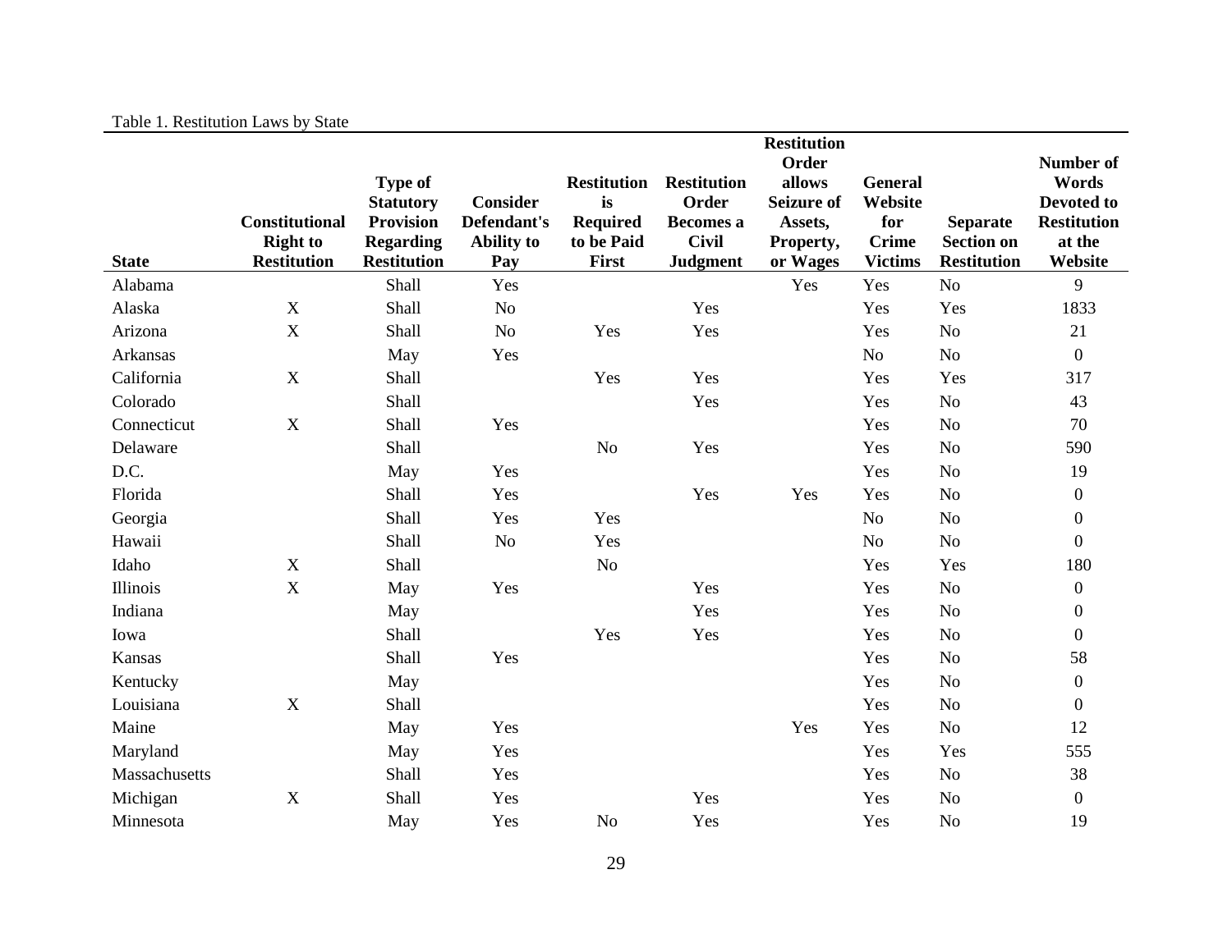Table 1. Restitution Laws by State

| State | Constitutional Right to Restitution | Type of Statutory Provision Regarding Restitution | Consider Defendant's Ability to Pay | Restitution is Required to be Paid First | Restitution Order Becomes a Civil Judgment | Restitution Order allows Seizure of Assets, Property, or Wages | General Website for Crime Victims | Separate Section on Restitution | Number of Words Devoted to Restitution at the Website |
|---|---|---|---|---|---|---|---|---|---|
| Alabama | | Shall | Yes | | | Yes | Yes | No | 9 |
| Alaska | X | Shall | No | | Yes | | Yes | Yes | 1833 |
| Arizona | X | Shall | No | Yes | Yes | | Yes | No | 21 |
| Arkansas | | May | Yes | | | | No | No | 0 |
| California | X | Shall | | Yes | Yes | | Yes | Yes | 317 |
| Colorado | | Shall | | | Yes | | Yes | No | 43 |
| Connecticut | X | Shall | Yes | | | | Yes | No | 70 |
| Delaware | | Shall | | No | Yes | | Yes | No | 590 |
| D.C. | | May | Yes | | | | Yes | No | 19 |
| Florida | | Shall | Yes | | Yes | Yes | Yes | No | 0 |
| Georgia | | Shall | Yes | Yes | | | No | No | 0 |
| Hawaii | | Shall | No | Yes | | | No | No | 0 |
| Idaho | X | Shall | | No | | | Yes | Yes | 180 |
| Illinois | X | May | Yes | | Yes | | Yes | No | 0 |
| Indiana | | May | | | Yes | | Yes | No | 0 |
| Iowa | | Shall | | Yes | Yes | | Yes | No | 0 |
| Kansas | | Shall | Yes | | | | Yes | No | 58 |
| Kentucky | | May | | | | | Yes | No | 0 |
| Louisiana | X | Shall | | | | | Yes | No | 0 |
| Maine | | May | Yes | | | Yes | Yes | No | 12 |
| Maryland | | May | Yes | | | | Yes | Yes | 555 |
| Massachusetts | | Shall | Yes | | | | Yes | No | 38 |
| Michigan | X | Shall | Yes | | Yes | | Yes | No | 0 |
| Minnesota | | May | Yes | No | Yes | | Yes | No | 19 |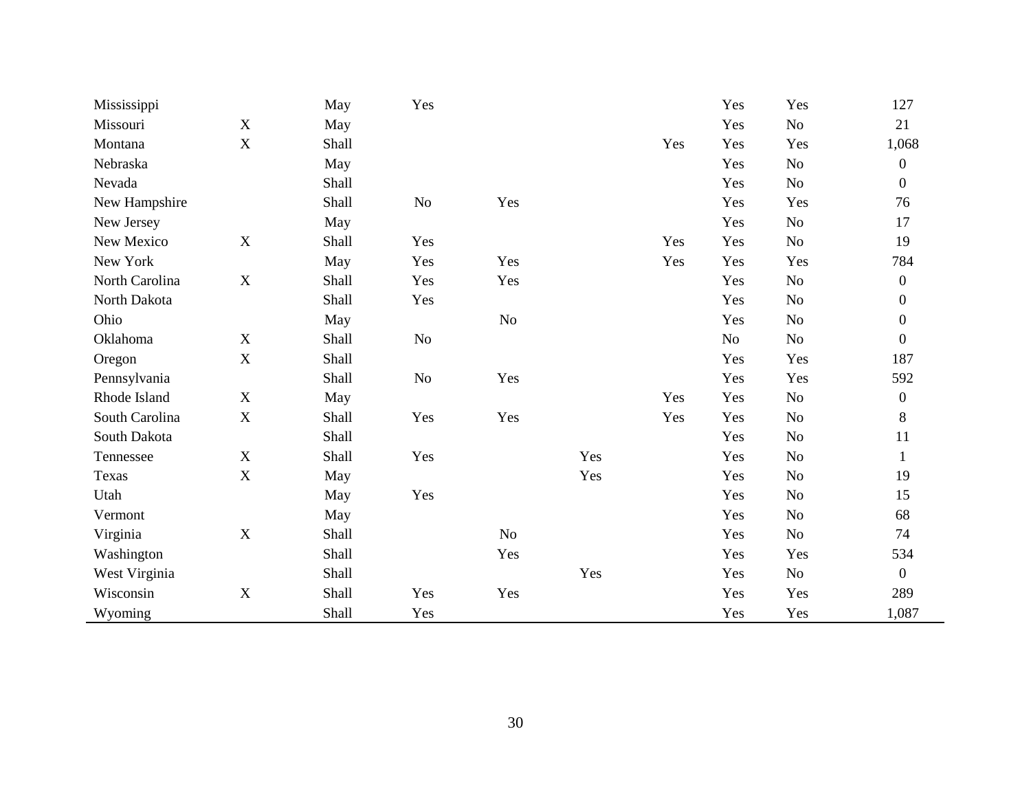| | | | | | | | | | |
|---|---|---|---|---|---|---|---|---|---|
| Mississippi | | May | Yes | | | | Yes | Yes | 127 |
| Missouri | X | May | | | | | Yes | No | 21 |
| Montana | X | Shall | | | | Yes | Yes | Yes | 1,068 |
| Nebraska | | May | | | | | Yes | No | 0 |
| Nevada | | Shall | | | | | Yes | No | 0 |
| New Hampshire | | Shall | No | Yes | | | Yes | Yes | 76 |
| New Jersey | | May | | | | | Yes | No | 17 |
| New Mexico | X | Shall | Yes | | | Yes | Yes | No | 19 |
| New York | | May | Yes | Yes | | Yes | Yes | Yes | 784 |
| North Carolina | X | Shall | Yes | Yes | | | Yes | No | 0 |
| North Dakota | | Shall | Yes | | | | Yes | No | 0 |
| Ohio | | May | | No | | | Yes | No | 0 |
| Oklahoma | X | Shall | No | | | | No | No | 0 |
| Oregon | X | Shall | | | | | Yes | Yes | 187 |
| Pennsylvania | | Shall | No | Yes | | | Yes | Yes | 592 |
| Rhode Island | X | May | | | | Yes | Yes | No | 0 |
| South Carolina | X | Shall | Yes | Yes | | Yes | Yes | No | 8 |
| South Dakota | | Shall | | | | | Yes | No | 11 |
| Tennessee | X | Shall | Yes | | Yes | | Yes | No | 1 |
| Texas | X | May | | | Yes | | Yes | No | 19 |
| Utah | | May | Yes | | | | Yes | No | 15 |
| Vermont | | May | | | | | Yes | No | 68 |
| Virginia | X | Shall | | No | | | Yes | No | 74 |
| Washington | | Shall | | Yes | | | Yes | Yes | 534 |
| West Virginia | | Shall | | | Yes | | Yes | No | 0 |
| Wisconsin | X | Shall | Yes | Yes | | | Yes | Yes | 289 |
| Wyoming | | Shall | Yes | | | | Yes | Yes | 1,087 |